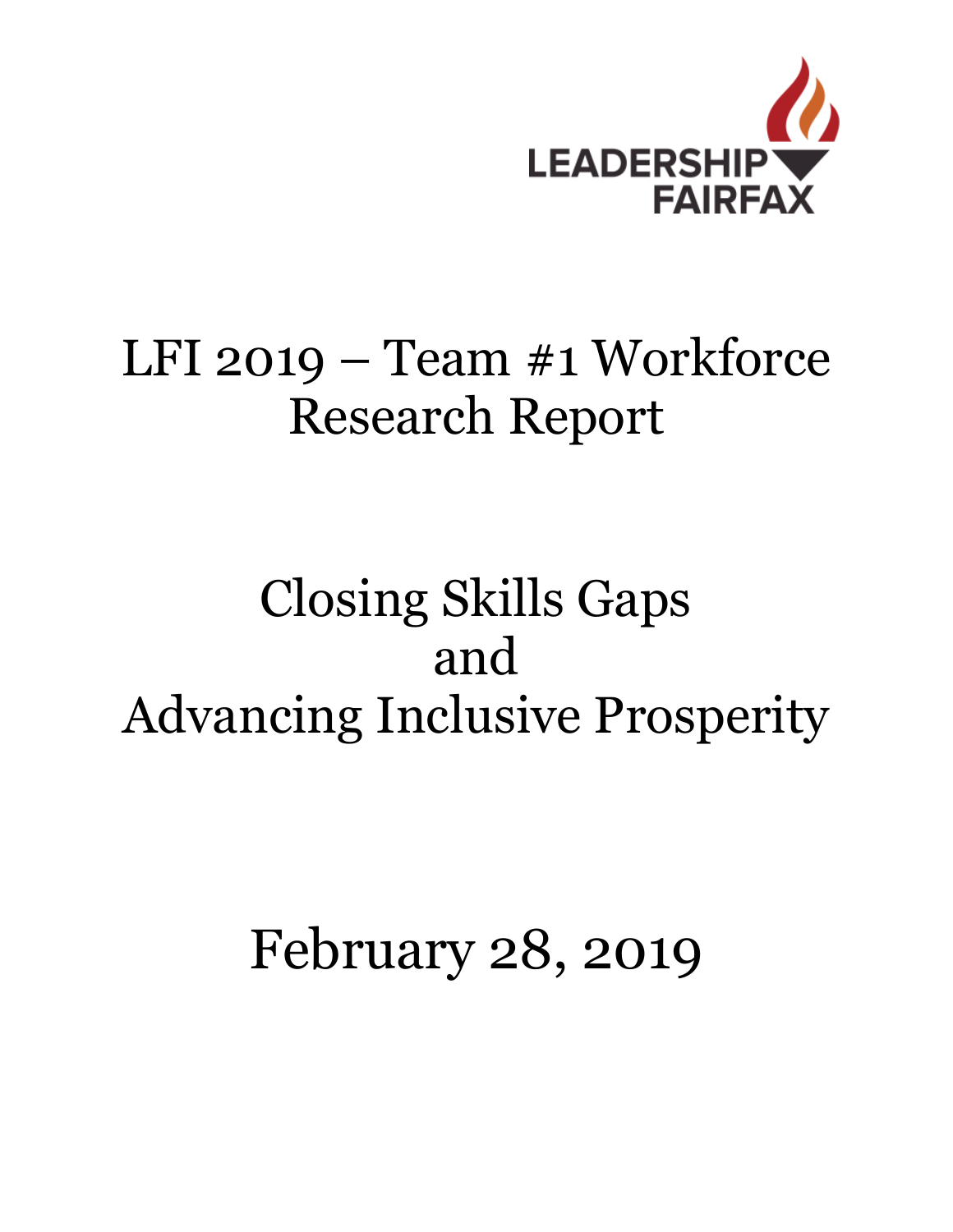LEADERSHIP FAIRFAX

# LFI 2019 – Team #1 Workforce Research Report

# Closing Skills Gaps and Advancing Inclusive Prosperity

February 28, 2019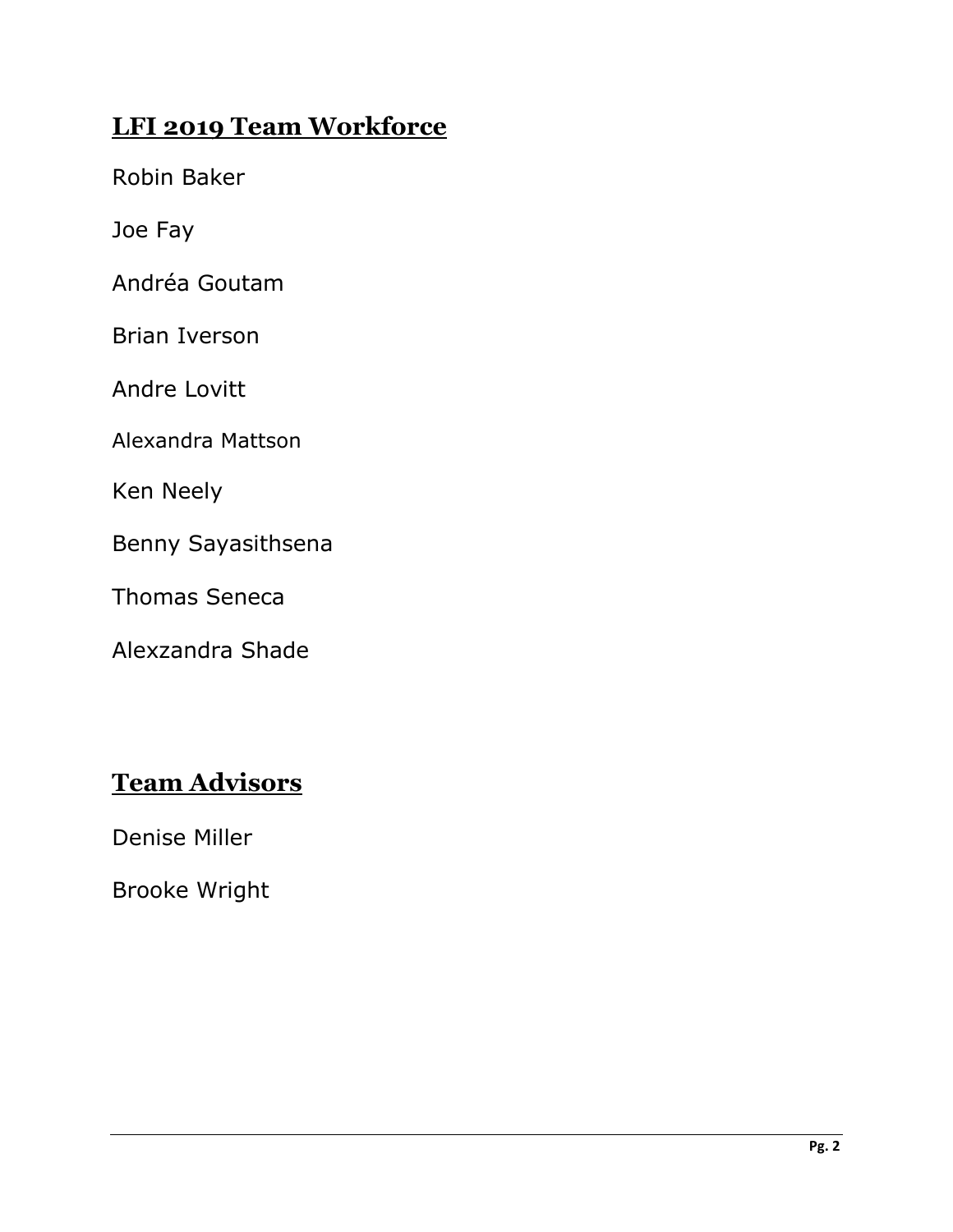## LFI 2019 Team Workforce

Robin Baker

Joe Fay

Andréa Goutam

Brian Iverson

Andre Lovitt

Alexandra Mattson

Ken Neely

Benny Sayasithsena

Thomas Seneca

Alexzandra Shade

## Team Advisors

Denise Miller

Brooke Wright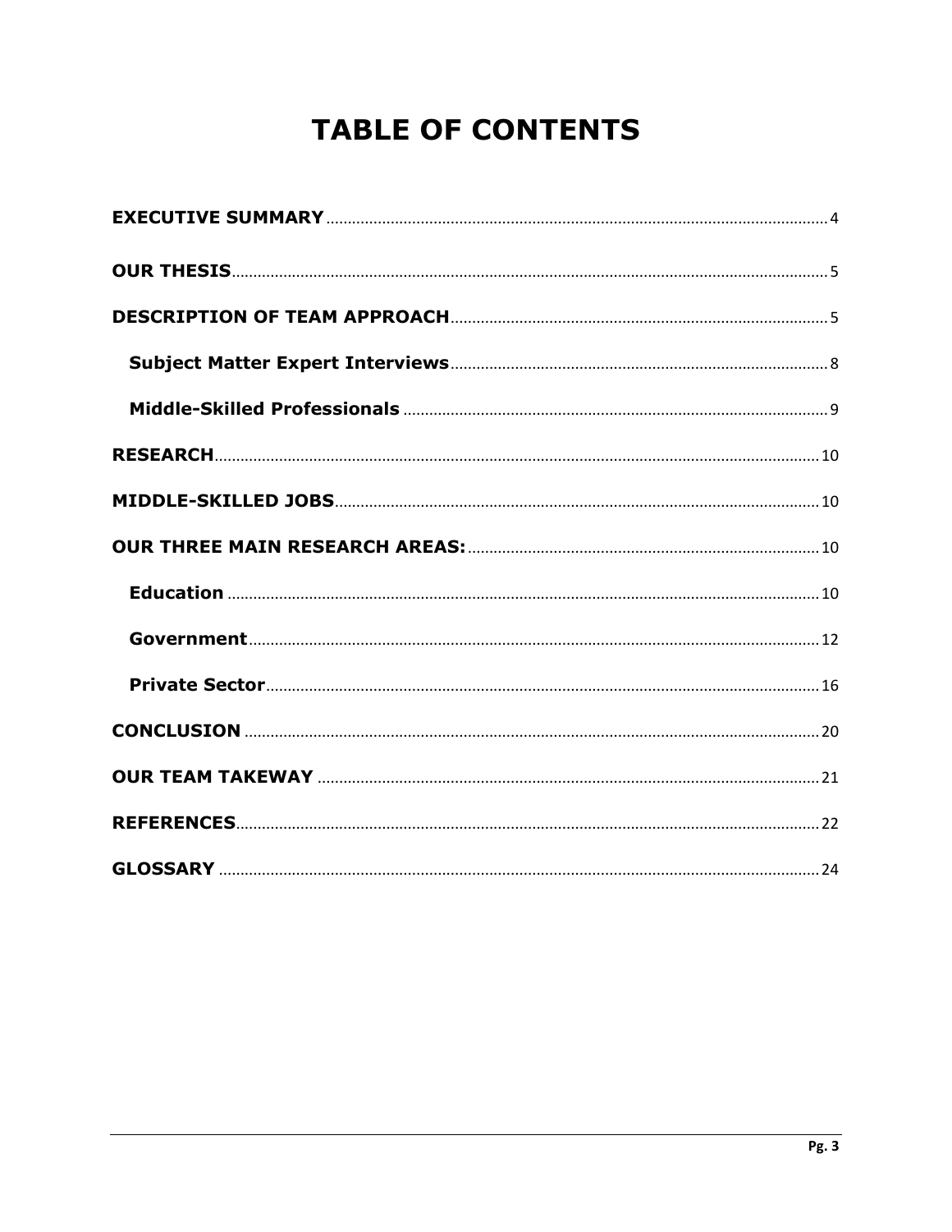# TABLE OF CONTENTS

**EXECUTIVE SUMMARY** .......... 4

**OUR THESIS** .......... 5

**DESCRIPTION OF TEAM APPROACH** .......... 5

- **Subject Matter Expert Interviews** .......... 8
- **Middle-Skilled Professionals** .......... 9

**RESEARCH** .......... 10

**MIDDLE-SKILLED JOBS** .......... 10

**OUR THREE MAIN RESEARCH AREAS:** .......... 10

- **Education** .......... 10
- **Government** .......... 12
- **Private Sector** .......... 16

**CONCLUSION** .......... 20

**OUR TEAM TAKEWAY** .......... 21

**REFERENCES** .......... 22

**GLOSSARY** .......... 24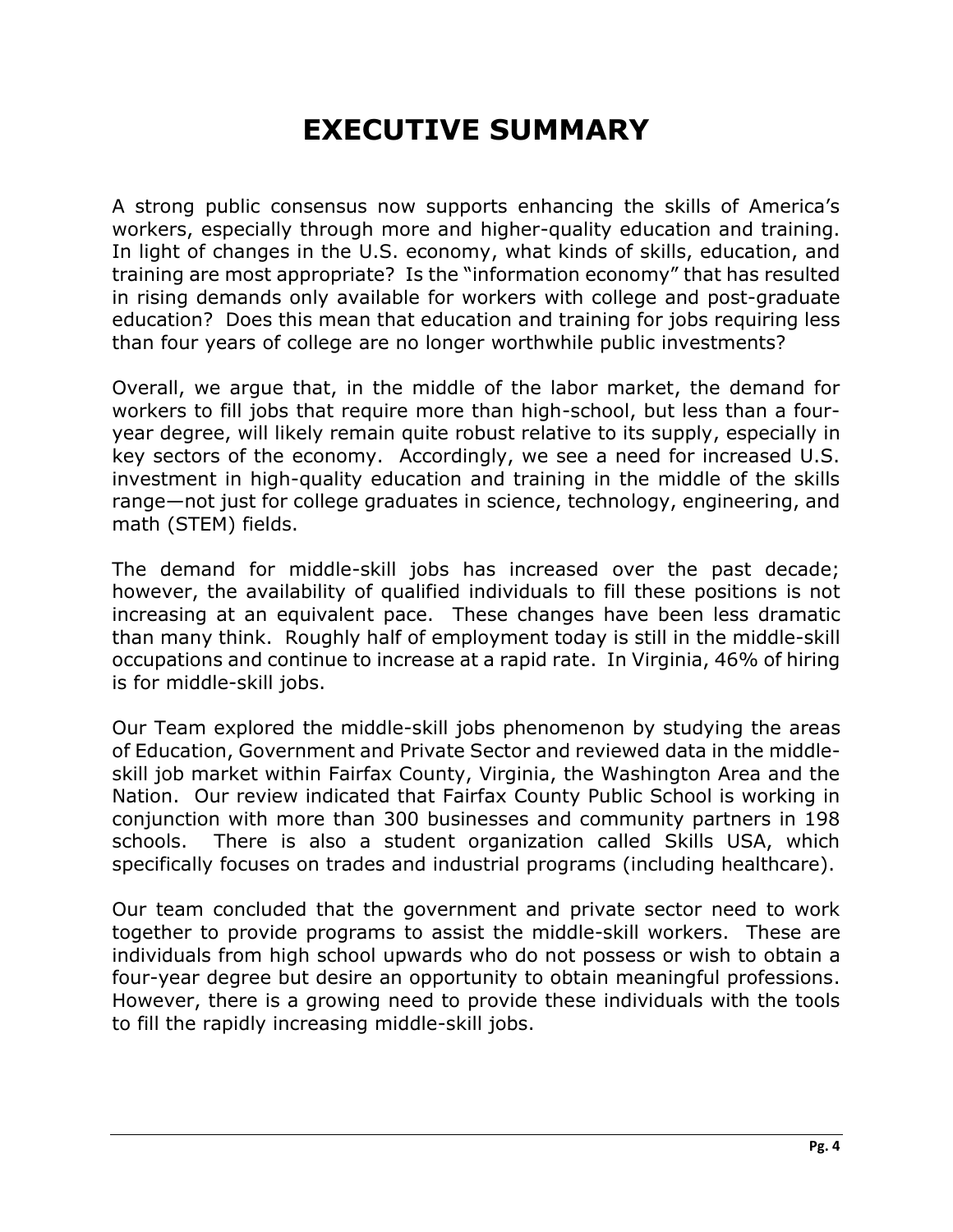# EXECUTIVE SUMMARY

A strong public consensus now supports enhancing the skills of America's workers, especially through more and higher-quality education and training. In light of changes in the U.S. economy, what kinds of skills, education, and training are most appropriate? Is the "information economy" that has resulted in rising demands only available for workers with college and post-graduate education? Does this mean that education and training for jobs requiring less than four years of college are no longer worthwhile public investments?

Overall, we argue that, in the middle of the labor market, the demand for workers to fill jobs that require more than high-school, but less than a four-year degree, will likely remain quite robust relative to its supply, especially in key sectors of the economy. Accordingly, we see a need for increased U.S. investment in high-quality education and training in the middle of the skills range—not just for college graduates in science, technology, engineering, and math (STEM) fields.

The demand for middle-skill jobs has increased over the past decade; however, the availability of qualified individuals to fill these positions is not increasing at an equivalent pace. These changes have been less dramatic than many think. Roughly half of employment today is still in the middle-skill occupations and continue to increase at a rapid rate. In Virginia, 46% of hiring is for middle-skill jobs.

Our Team explored the middle-skill jobs phenomenon by studying the areas of Education, Government and Private Sector and reviewed data in the middle-skill job market within Fairfax County, Virginia, the Washington Area and the Nation. Our review indicated that Fairfax County Public School is working in conjunction with more than 300 businesses and community partners in 198 schools. There is also a student organization called Skills USA, which specifically focuses on trades and industrial programs (including healthcare).

Our team concluded that the government and private sector need to work together to provide programs to assist the middle-skill workers. These are individuals from high school upwards who do not possess or wish to obtain a four-year degree but desire an opportunity to obtain meaningful professions. However, there is a growing need to provide these individuals with the tools to fill the rapidly increasing middle-skill jobs.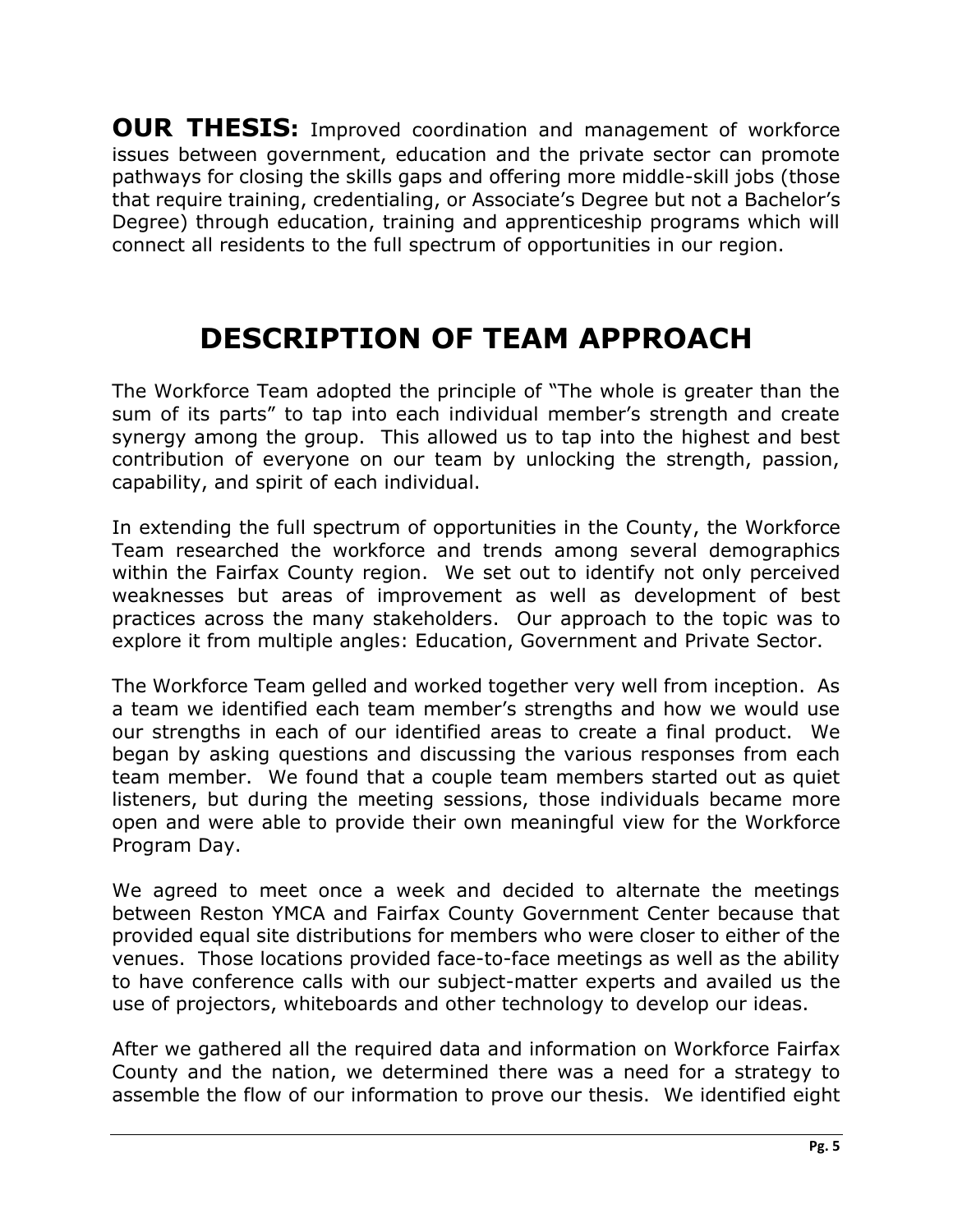**OUR THESIS:** Improved coordination and management of workforce issues between government, education and the private sector can promote pathways for closing the skills gaps and offering more middle-skill jobs (those that require training, credentialing, or Associate's Degree but not a Bachelor's Degree) through education, training and apprenticeship programs which will connect all residents to the full spectrum of opportunities in our region.

# DESCRIPTION OF TEAM APPROACH

The Workforce Team adopted the principle of "The whole is greater than the sum of its parts" to tap into each individual member's strength and create synergy among the group. This allowed us to tap into the highest and best contribution of everyone on our team by unlocking the strength, passion, capability, and spirit of each individual.

In extending the full spectrum of opportunities in the County, the Workforce Team researched the workforce and trends among several demographics within the Fairfax County region. We set out to identify not only perceived weaknesses but areas of improvement as well as development of best practices across the many stakeholders. Our approach to the topic was to explore it from multiple angles: Education, Government and Private Sector.

The Workforce Team gelled and worked together very well from inception. As a team we identified each team member's strengths and how we would use our strengths in each of our identified areas to create a final product. We began by asking questions and discussing the various responses from each team member. We found that a couple team members started out as quiet listeners, but during the meeting sessions, those individuals became more open and were able to provide their own meaningful view for the Workforce Program Day.

We agreed to meet once a week and decided to alternate the meetings between Reston YMCA and Fairfax County Government Center because that provided equal site distributions for members who were closer to either of the venues. Those locations provided face-to-face meetings as well as the ability to have conference calls with our subject-matter experts and availed us the use of projectors, whiteboards and other technology to develop our ideas.

After we gathered all the required data and information on Workforce Fairfax County and the nation, we determined there was a need for a strategy to assemble the flow of our information to prove our thesis. We identified eight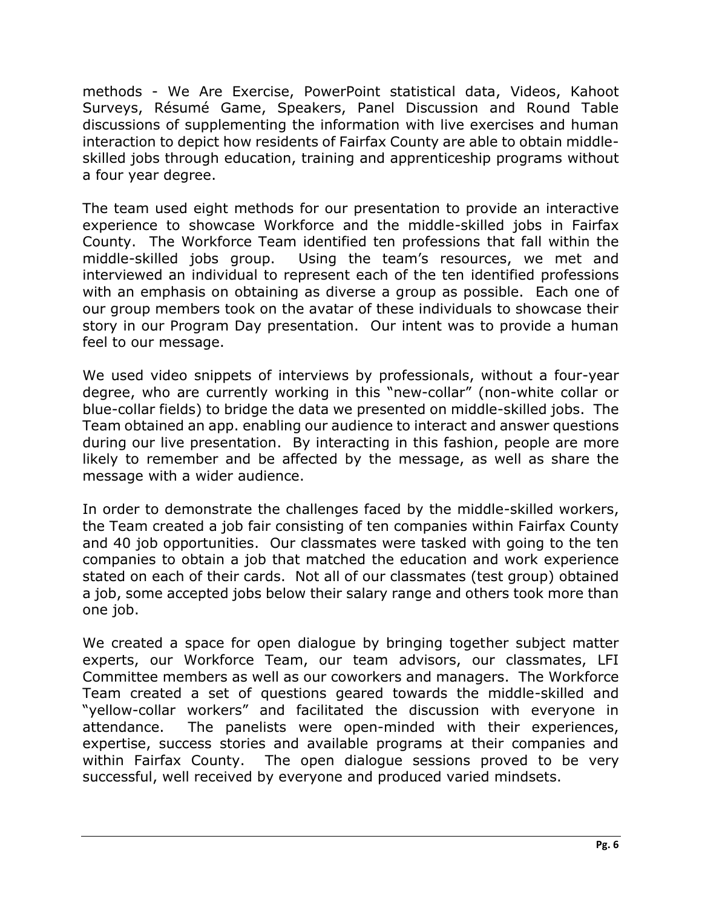methods - We Are Exercise, PowerPoint statistical data, Videos, Kahoot Surveys, Résumé Game, Speakers, Panel Discussion and Round Table discussions of supplementing the information with live exercises and human interaction to depict how residents of Fairfax County are able to obtain middle-skilled jobs through education, training and apprenticeship programs without a four year degree.

The team used eight methods for our presentation to provide an interactive experience to showcase Workforce and the middle-skilled jobs in Fairfax County. The Workforce Team identified ten professions that fall within the middle-skilled jobs group. Using the team's resources, we met and interviewed an individual to represent each of the ten identified professions with an emphasis on obtaining as diverse a group as possible. Each one of our group members took on the avatar of these individuals to showcase their story in our Program Day presentation. Our intent was to provide a human feel to our message.

We used video snippets of interviews by professionals, without a four-year degree, who are currently working in this "new-collar" (non-white collar or blue-collar fields) to bridge the data we presented on middle-skilled jobs. The Team obtained an app. enabling our audience to interact and answer questions during our live presentation. By interacting in this fashion, people are more likely to remember and be affected by the message, as well as share the message with a wider audience.

In order to demonstrate the challenges faced by the middle-skilled workers, the Team created a job fair consisting of ten companies within Fairfax County and 40 job opportunities. Our classmates were tasked with going to the ten companies to obtain a job that matched the education and work experience stated on each of their cards. Not all of our classmates (test group) obtained a job, some accepted jobs below their salary range and others took more than one job.

We created a space for open dialogue by bringing together subject matter experts, our Workforce Team, our team advisors, our classmates, LFI Committee members as well as our coworkers and managers. The Workforce Team created a set of questions geared towards the middle-skilled and "yellow-collar workers" and facilitated the discussion with everyone in attendance. The panelists were open-minded with their experiences, expertise, success stories and available programs at their companies and within Fairfax County. The open dialogue sessions proved to be very successful, well received by everyone and produced varied mindsets.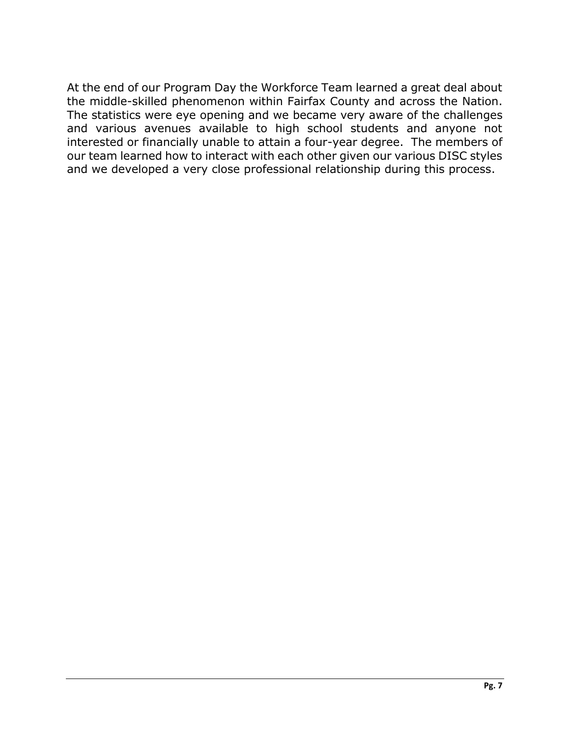At the end of our Program Day the Workforce Team learned a great deal about the middle-skilled phenomenon within Fairfax County and across the Nation. The statistics were eye opening and we became very aware of the challenges and various avenues available to high school students and anyone not interested or financially unable to attain a four-year degree. The members of our team learned how to interact with each other given our various DISC styles and we developed a very close professional relationship during this process.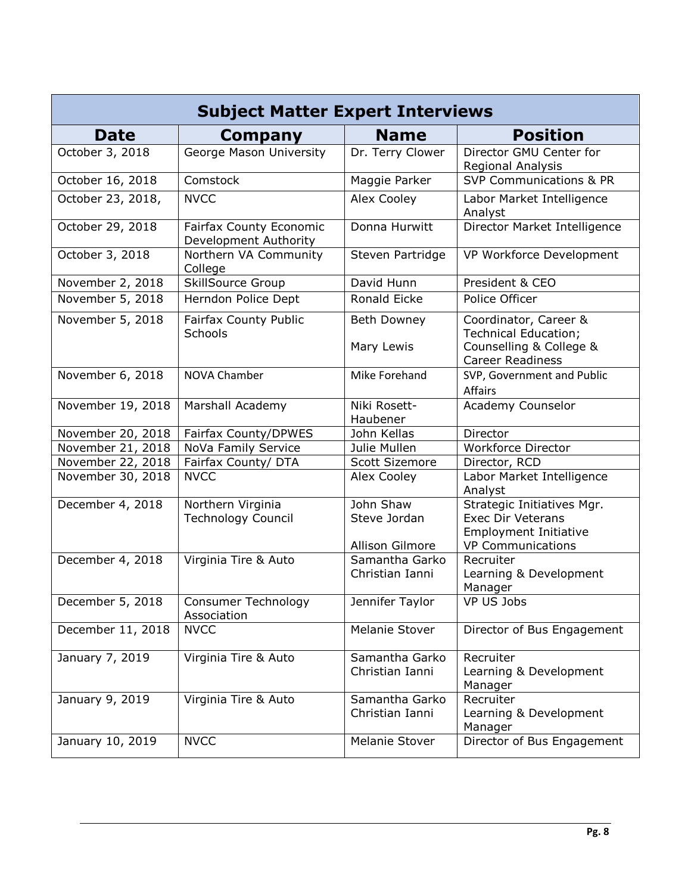| Subject Matter Expert Interviews | | | |
|---|---|---|---|
| **Date** | **Company** | **Name** | **Position** |
| October 3, 2018 | George Mason University | Dr. Terry Clower | Director GMU Center for Regional Analysis |
| October 16, 2018 | Comstock | Maggie Parker | SVP Communications & PR |
| October 23, 2018, | NVCC | Alex Cooley | Labor Market Intelligence Analyst |
| October 29, 2018 | Fairfax County Economic Development Authority | Donna Hurwitt | Director Market Intelligence |
| October 3, 2018 | Northern VA Community College | Steven Partridge | VP Workforce Development |
| November 2, 2018 | SkillSource Group | David Hunn | President & CEO |
| November 5, 2018 | Herndon Police Dept | Ronald Eicke | Police Officer |
| November 5, 2018 | Fairfax County Public Schools | Beth Downey<br>Mary Lewis | Coordinator, Career & Technical Education; Counselling & College & Career Readiness |
| November 6, 2018 | NOVA Chamber | Mike Forehand | SVP, Government and Public Affairs |
| November 19, 2018 | Marshall Academy | Niki Rosett-Haubener | Academy Counselor |
| November 20, 2018 | Fairfax County/DPWES | John Kellas | Director |
| November 21, 2018 | NoVa Family Service | Julie Mullen | Workforce Director |
| November 22, 2018 | Fairfax County/ DTA | Scott Sizemore | Director, RCD |
| November 30, 2018 | NVCC | Alex Cooley | Labor Market Intelligence Analyst |
| December 4, 2018 | Northern Virginia Technology Council | John Shaw<br>Steve Jordan<br>Allison Gilmore | Strategic Initiatives Mgr.<br>Exec Dir Veterans Employment Initiative<br>VP Communications |
| December 4, 2018 | Virginia Tire & Auto | Samantha Garko<br>Christian Ianni | Recruiter<br>Learning & Development Manager |
| December 5, 2018 | Consumer Technology Association | Jennifer Taylor | VP US Jobs |
| December 11, 2018 | NVCC | Melanie Stover | Director of Bus Engagement |
| January 7, 2019 | Virginia Tire & Auto | Samantha Garko<br>Christian Ianni | Recruiter<br>Learning & Development Manager |
| January 9, 2019 | Virginia Tire & Auto | Samantha Garko<br>Christian Ianni | Recruiter<br>Learning & Development Manager |
| January 10, 2019 | NVCC | Melanie Stover | Director of Bus Engagement |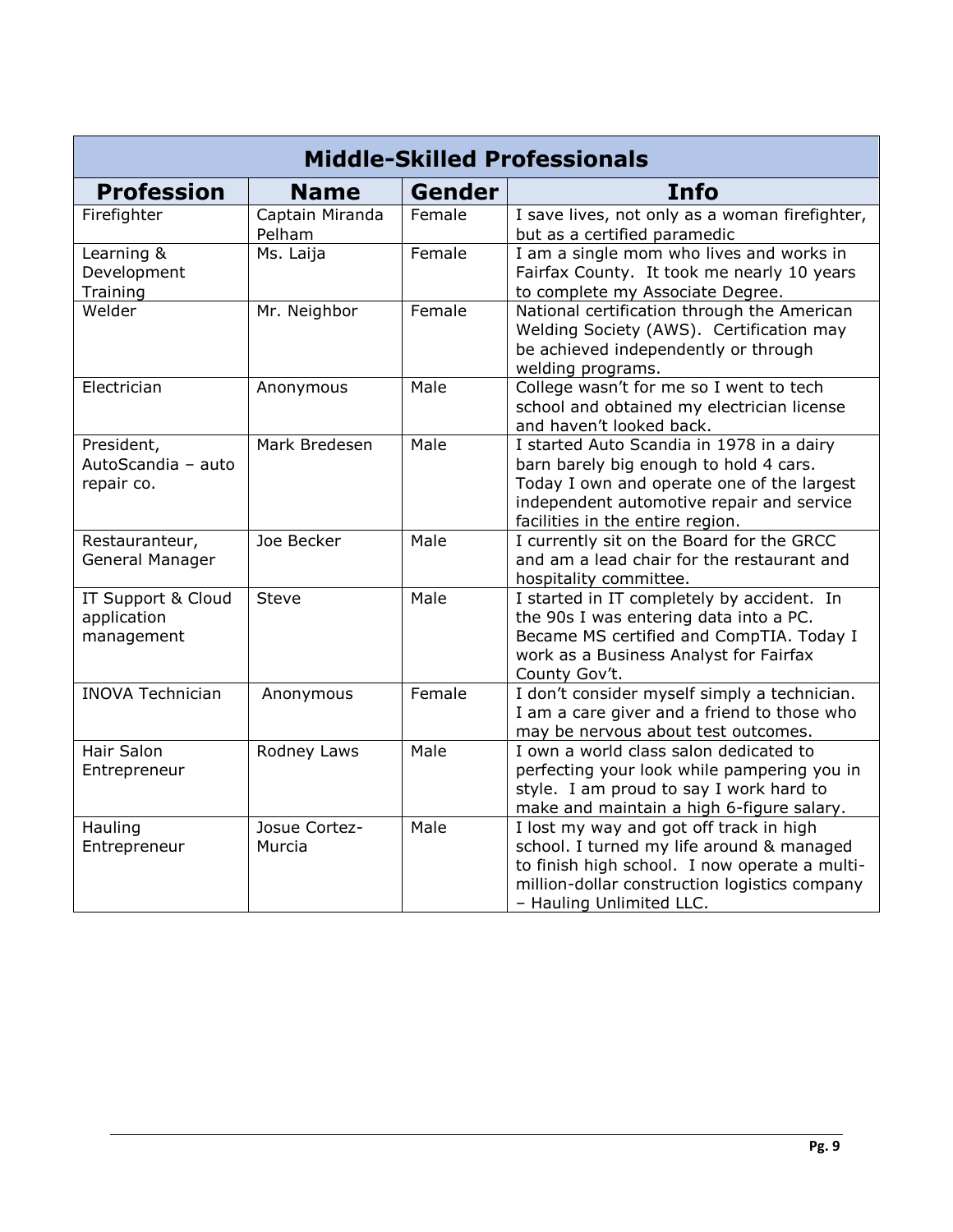| Middle-Skilled Professionals | | | |
|---|---|---|---|
| **Profession** | **Name** | **Gender** | **Info** |
| Firefighter | Captain Miranda Pelham | Female | I save lives, not only as a woman firefighter, but as a certified paramedic |
| Learning & Development Training | Ms. Laija | Female | I am a single mom who lives and works in Fairfax County. It took me nearly 10 years to complete my Associate Degree. |
| Welder | Mr. Neighbor | Female | National certification through the American Welding Society (AWS). Certification may be achieved independently or through welding programs. |
| Electrician | Anonymous | Male | College wasn't for me so I went to tech school and obtained my electrician license and haven't looked back. |
| President, AutoScandia – auto repair co. | Mark Bredesen | Male | I started Auto Scandia in 1978 in a dairy barn barely big enough to hold 4 cars. Today I own and operate one of the largest independent automotive repair and service facilities in the entire region. |
| Restauranteur, General Manager | Joe Becker | Male | I currently sit on the Board for the GRCC and am a lead chair for the restaurant and hospitality committee. |
| IT Support & Cloud application management | Steve | Male | I started in IT completely by accident. In the 90s I was entering data into a PC. Became MS certified and CompTIA. Today I work as a Business Analyst for Fairfax County Gov't. |
| INOVA Technician | Anonymous | Female | I don't consider myself simply a technician. I am a care giver and a friend to those who may be nervous about test outcomes. |
| Hair Salon Entrepreneur | Rodney Laws | Male | I own a world class salon dedicated to perfecting your look while pampering you in style. I am proud to say I work hard to make and maintain a high 6-figure salary. |
| Hauling Entrepreneur | Josue Cortez-Murcia | Male | I lost my way and got off track in high school. I turned my life around & managed to finish high school. I now operate a multi-million-dollar construction logistics company – Hauling Unlimited LLC. |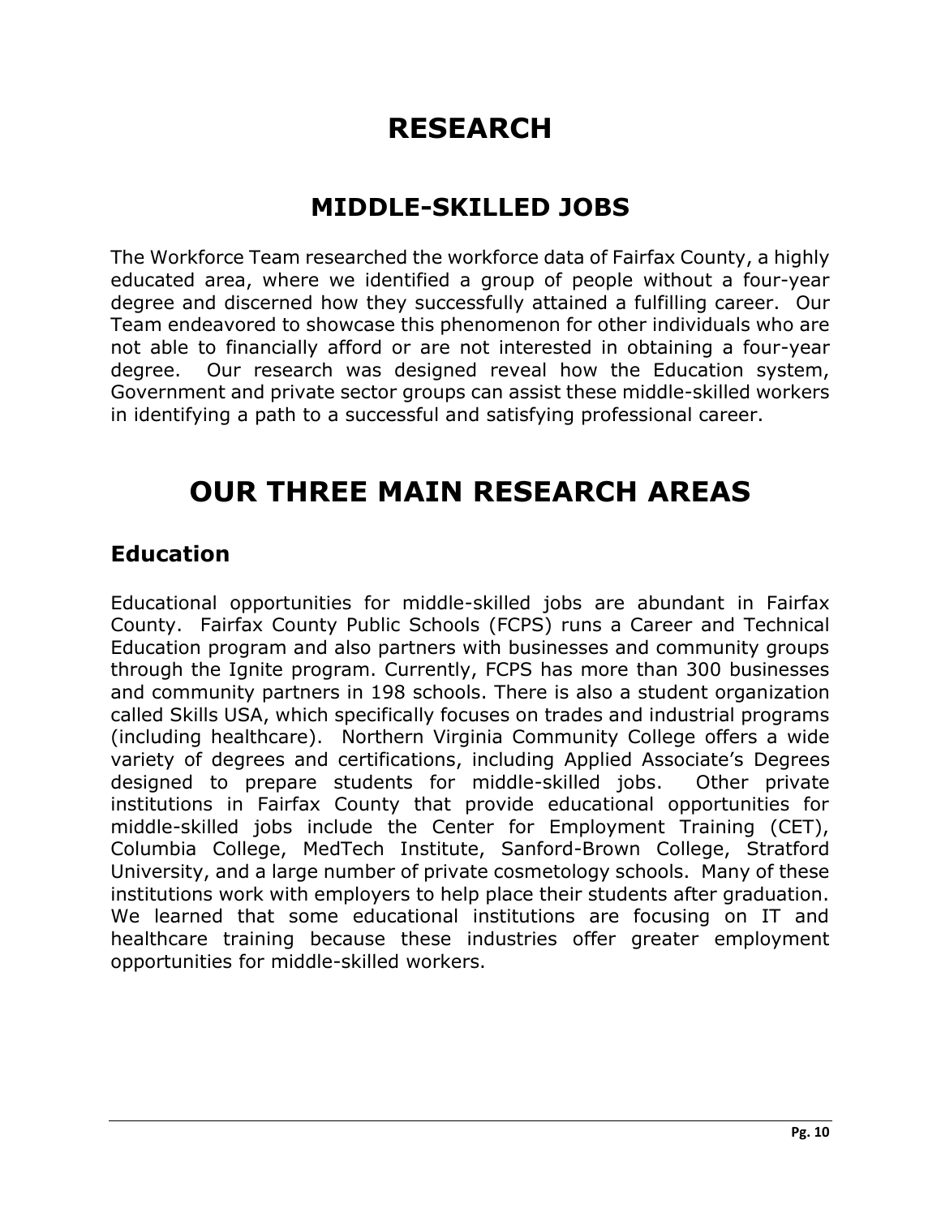# RESEARCH

## MIDDLE-SKILLED JOBS

The Workforce Team researched the workforce data of Fairfax County, a highly educated area, where we identified a group of people without a four-year degree and discerned how they successfully attained a fulfilling career. Our Team endeavored to showcase this phenomenon for other individuals who are not able to financially afford or are not interested in obtaining a four-year degree. Our research was designed reveal how the Education system, Government and private sector groups can assist these middle-skilled workers in identifying a path to a successful and satisfying professional career.

## OUR THREE MAIN RESEARCH AREAS

### Education

Educational opportunities for middle-skilled jobs are abundant in Fairfax County. Fairfax County Public Schools (FCPS) runs a Career and Technical Education program and also partners with businesses and community groups through the Ignite program. Currently, FCPS has more than 300 businesses and community partners in 198 schools. There is also a student organization called Skills USA, which specifically focuses on trades and industrial programs (including healthcare). Northern Virginia Community College offers a wide variety of degrees and certifications, including Applied Associate's Degrees designed to prepare students for middle-skilled jobs. Other private institutions in Fairfax County that provide educational opportunities for middle-skilled jobs include the Center for Employment Training (CET), Columbia College, MedTech Institute, Sanford-Brown College, Stratford University, and a large number of private cosmetology schools. Many of these institutions work with employers to help place their students after graduation. We learned that some educational institutions are focusing on IT and healthcare training because these industries offer greater employment opportunities for middle-skilled workers.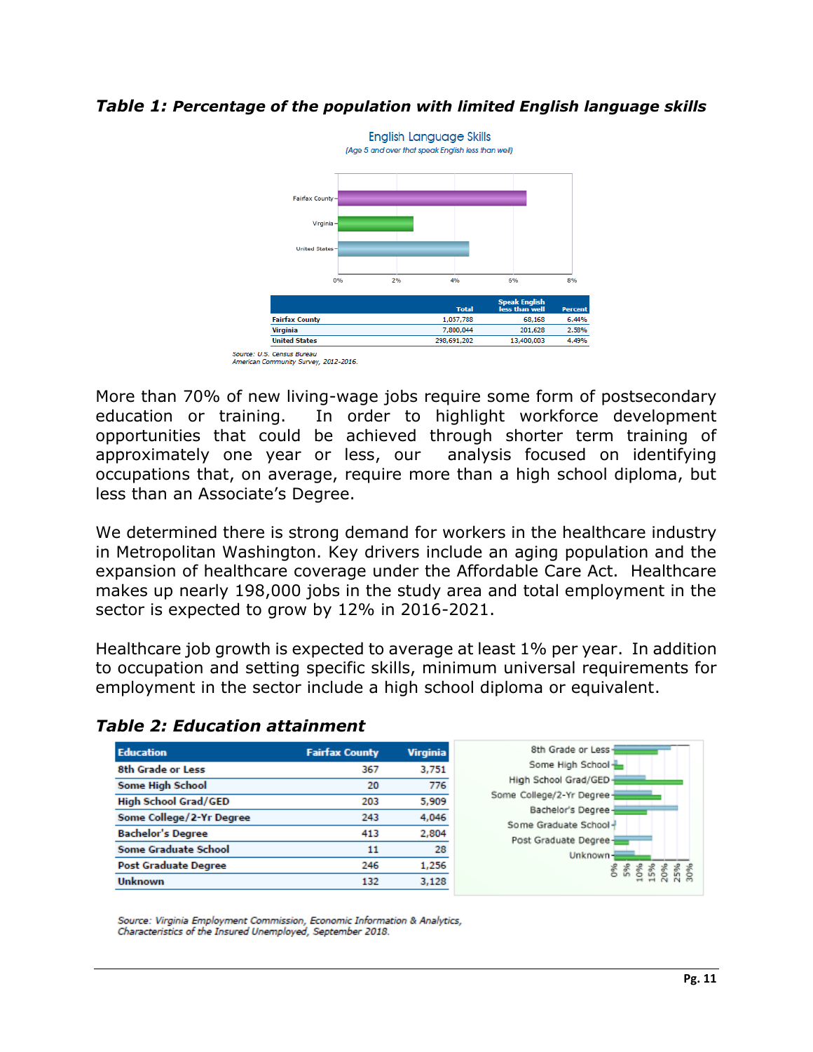***Table 1: Percentage of the population with limited English language skills***

English Language Skills

*(Age 5 and over that speak English less than well)*

| | Total | Speak English less than well | Percent |
|---|---|---|---|
| **Fairfax County** | 1,057,788 | 68,168 | 6.44% |
| **Virginia** | 7,800,044 | 201,628 | 2.58% |
| **United States** | 298,691,202 | 13,400,003 | 4.49% |

*Source: U.S. Census Bureau*
*American Community Survey, 2012-2016.*

More than 70% of new living-wage jobs require some form of postsecondary education or training. In order to highlight workforce development opportunities that could be achieved through shorter term training of approximately one year or less, our analysis focused on identifying occupations that, on average, require more than a high school diploma, but less than an Associate's Degree.

We determined there is strong demand for workers in the healthcare industry in Metropolitan Washington. Key drivers include an aging population and the expansion of healthcare coverage under the Affordable Care Act. Healthcare makes up nearly 198,000 jobs in the study area and total employment in the sector is expected to grow by 12% in 2016-2021.

Healthcare job growth is expected to average at least 1% per year. In addition to occupation and setting specific skills, minimum universal requirements for employment in the sector include a high school diploma or equivalent.

***Table 2: Education attainment***

| Education | Fairfax County | Virginia |
|---|---|---|
| 8th Grade or Less | 367 | 3,751 |
| Some High School | 20 | 776 |
| High School Grad/GED | 203 | 5,909 |
| Some College/2-Yr Degree | 243 | 4,046 |
| Bachelor's Degree | 413 | 2,804 |
| Some Graduate School | 11 | 28 |
| Post Graduate Degree | 246 | 1,256 |
| Unknown | 132 | 3,128 |

*Source: Virginia Employment Commission, Economic Information & Analytics, Characteristics of the Insured Unemployed, September 2018.*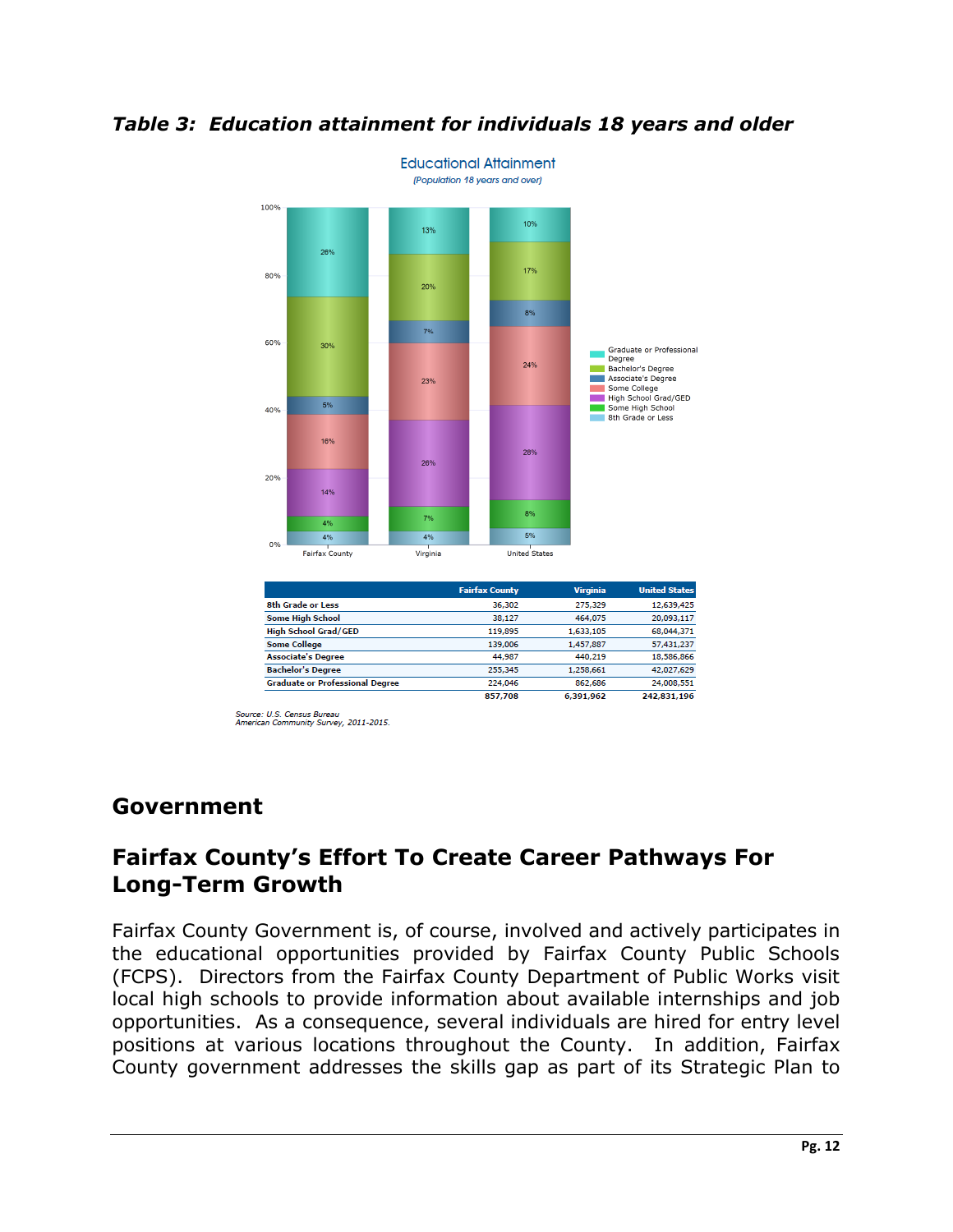***Table 3: Education attainment for individuals 18 years and older***

Educational Attainment

*(Population 18 years and over)*

| | Fairfax County | Virginia | United States |
|---|---|---|---|
| 8th Grade or Less | 36,302 | 275,329 | 12,639,425 |
| Some High School | 38,127 | 464,075 | 20,093,117 |
| High School Grad/GED | 119,895 | 1,633,105 | 68,044,371 |
| Some College | 139,006 | 1,457,887 | 57,431,237 |
| Associate's Degree | 44,987 | 440,219 | 18,586,866 |
| Bachelor's Degree | 255,345 | 1,258,661 | 42,027,629 |
| Graduate or Professional Degree | 224,046 | 862,686 | 24,008,551 |
| | 857,708 | 6,391,962 | 242,831,196 |

*Source: U.S. Census Bureau*
*American Community Survey, 2011-2015.*

## Government

## Fairfax County's Effort To Create Career Pathways For Long-Term Growth

Fairfax County Government is, of course, involved and actively participates in the educational opportunities provided by Fairfax County Public Schools (FCPS). Directors from the Fairfax County Department of Public Works visit local high schools to provide information about available internships and job opportunities. As a consequence, several individuals are hired for entry level positions at various locations throughout the County. In addition, Fairfax County government addresses the skills gap as part of its Strategic Plan to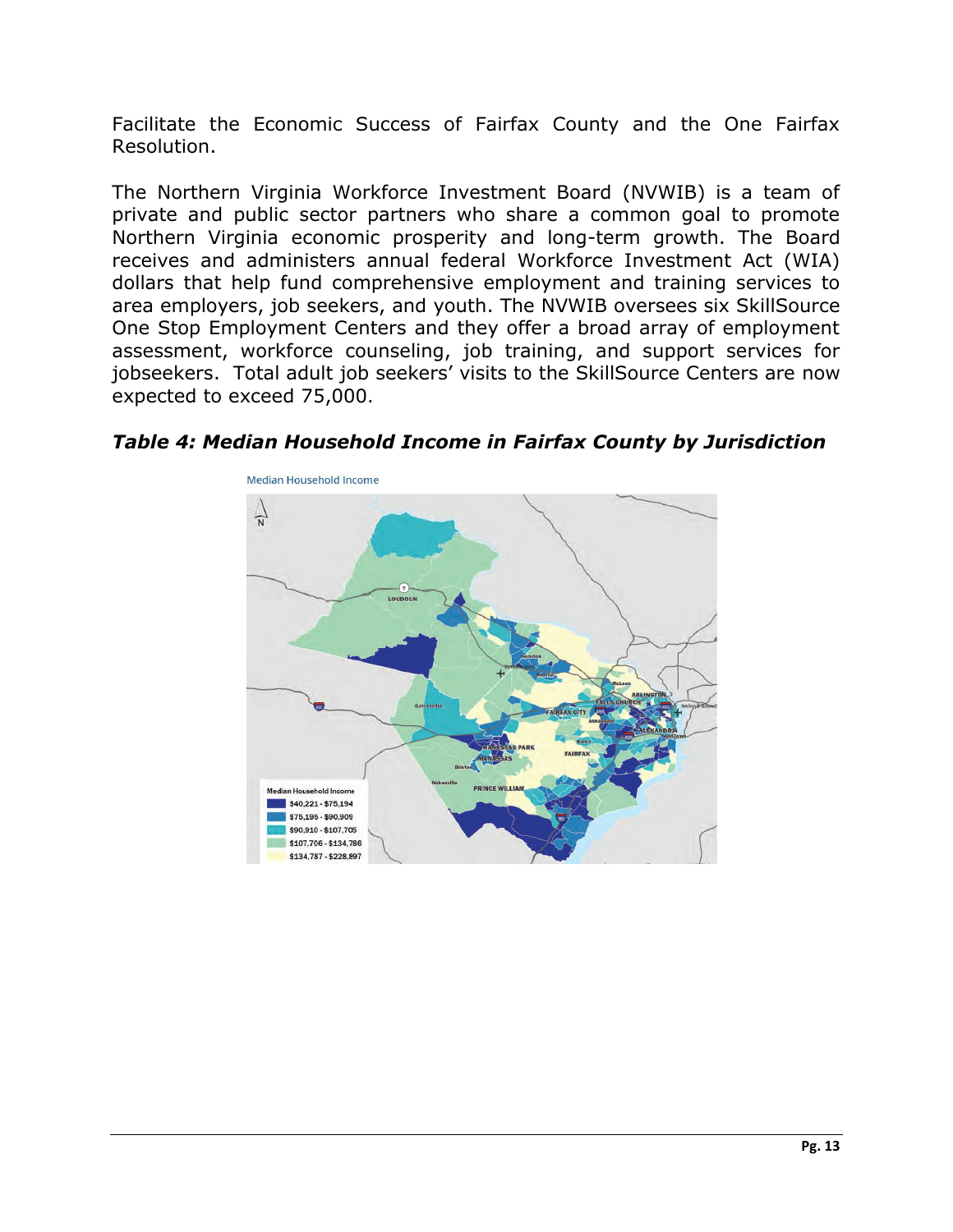Facilitate the Economic Success of Fairfax County and the One Fairfax Resolution.

The Northern Virginia Workforce Investment Board (NVWIB) is a team of private and public sector partners who share a common goal to promote Northern Virginia economic prosperity and long-term growth. The Board receives and administers annual federal Workforce Investment Act (WIA) dollars that help fund comprehensive employment and training services to area employers, job seekers, and youth. The NVWIB oversees six SkillSource One Stop Employment Centers and they offer a broad array of employment assessment, workforce counseling, job training, and support services for jobseekers. Total adult job seekers' visits to the SkillSource Centers are now expected to exceed 75,000.

***Table 4: Median Household Income in Fairfax County by Jurisdiction***

Median Household Income

| Median Household Income |
| --- |
| $40,221 - $75,194 |
| $75,195 - $90,909 |
| $90,910 - $107,705 |
| $107,706 - $134,786 |
| $134,787 - $228,897 |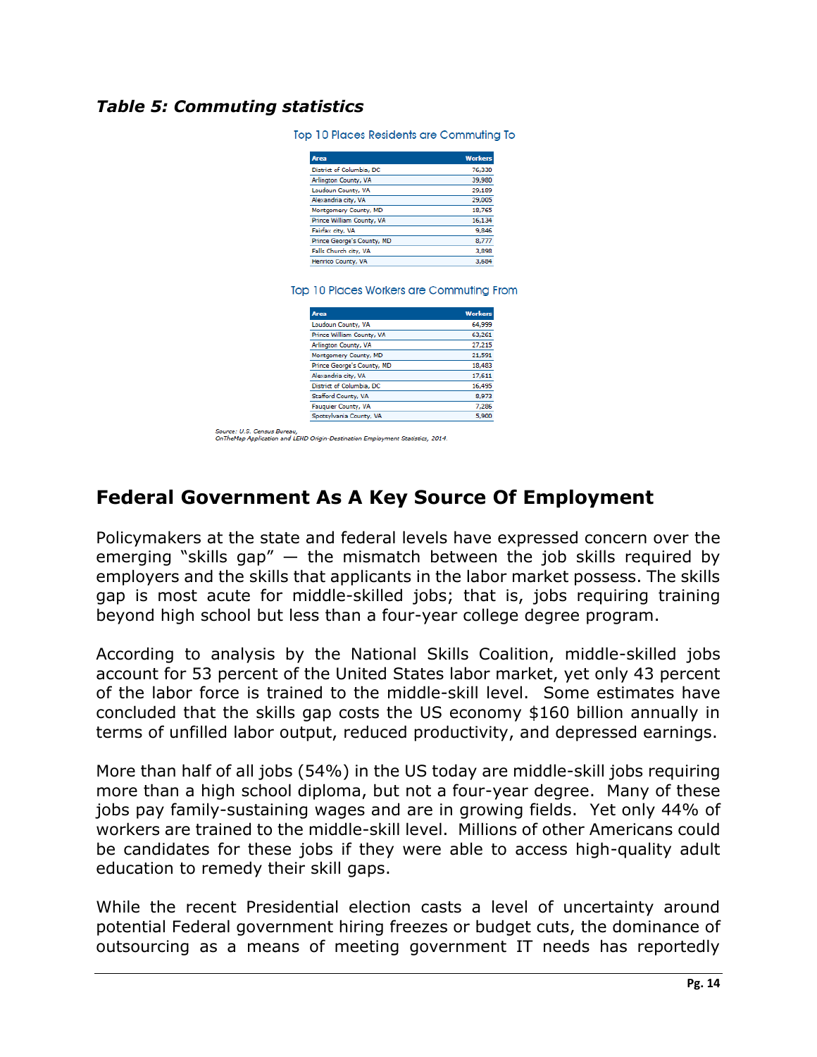### *Table 5: Commuting statistics*

Top 10 Places Residents are Commuting To

| Area | Workers |
|---|---|
| District of Columbia, DC | 76,330 |
| Arlington County, VA | 39,980 |
| Loudoun County, VA | 29,189 |
| Alexandria city, VA | 29,005 |
| Montgomery County, MD | 18,765 |
| Prince William County, VA | 16,134 |
| Fairfax city, VA | 9,846 |
| Prince George's County, MD | 8,777 |
| Falls Church city, VA | 3,898 |
| Henrico County, VA | 3,684 |

Top 10 Places Workers are Commuting From

| Area | Workers |
|---|---|
| Loudoun County, VA | 64,999 |
| Prince William County, VA | 63,261 |
| Arlington County, VA | 27,215 |
| Montgomery County, MD | 21,591 |
| Prince George's County, MD | 18,483 |
| Alexandria city, VA | 17,611 |
| District of Columbia, DC | 16,495 |
| Stafford County, VA | 8,973 |
| Fauquier County, VA | 7,286 |
| Spotsylvania County, VA | 5,900 |

*Source: U.S. Census Bureau,*
*OnTheMap Application and LEHD Origin-Destination Employment Statistics, 2014.*

## Federal Government As A Key Source Of Employment

Policymakers at the state and federal levels have expressed concern over the emerging "skills gap" — the mismatch between the job skills required by employers and the skills that applicants in the labor market possess. The skills gap is most acute for middle-skilled jobs; that is, jobs requiring training beyond high school but less than a four-year college degree program.

According to analysis by the National Skills Coalition, middle-skilled jobs account for 53 percent of the United States labor market, yet only 43 percent of the labor force is trained to the middle-skill level. Some estimates have concluded that the skills gap costs the US economy $160 billion annually in terms of unfilled labor output, reduced productivity, and depressed earnings.

More than half of all jobs (54%) in the US today are middle-skill jobs requiring more than a high school diploma, but not a four-year degree. Many of these jobs pay family-sustaining wages and are in growing fields. Yet only 44% of workers are trained to the middle-skill level. Millions of other Americans could be candidates for these jobs if they were able to access high-quality adult education to remedy their skill gaps.

While the recent Presidential election casts a level of uncertainty around potential Federal government hiring freezes or budget cuts, the dominance of outsourcing as a means of meeting government IT needs has reportedly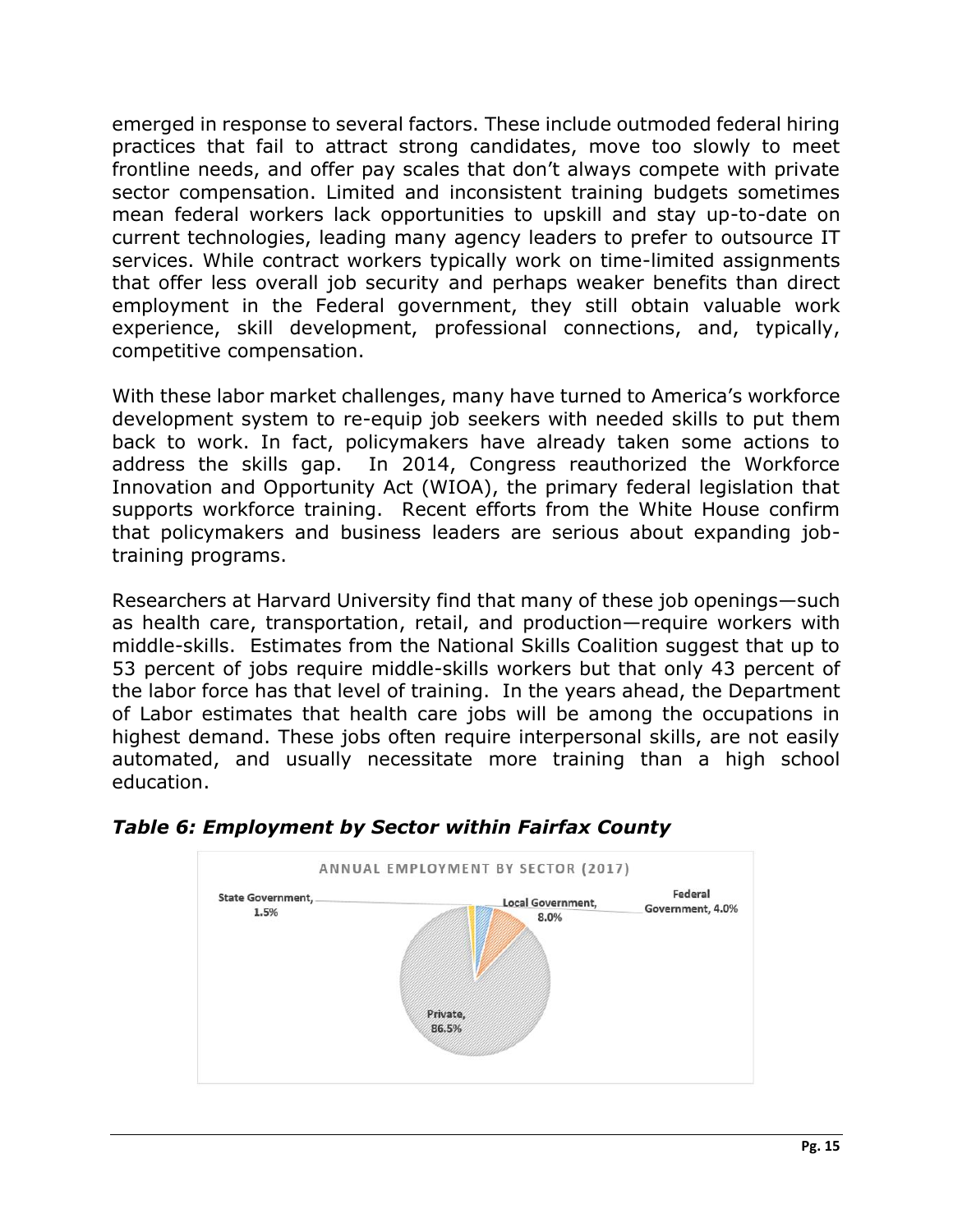emerged in response to several factors. These include outmoded federal hiring practices that fail to attract strong candidates, move too slowly to meet frontline needs, and offer pay scales that don't always compete with private sector compensation. Limited and inconsistent training budgets sometimes mean federal workers lack opportunities to upskill and stay up-to-date on current technologies, leading many agency leaders to prefer to outsource IT services. While contract workers typically work on time-limited assignments that offer less overall job security and perhaps weaker benefits than direct employment in the Federal government, they still obtain valuable work experience, skill development, professional connections, and, typically, competitive compensation.

With these labor market challenges, many have turned to America's workforce development system to re-equip job seekers with needed skills to put them back to work. In fact, policymakers have already taken some actions to address the skills gap. In 2014, Congress reauthorized the Workforce Innovation and Opportunity Act (WIOA), the primary federal legislation that supports workforce training. Recent efforts from the White House confirm that policymakers and business leaders are serious about expanding job-training programs.

Researchers at Harvard University find that many of these job openings—such as health care, transportation, retail, and production—require workers with middle-skills. Estimates from the National Skills Coalition suggest that up to 53 percent of jobs require middle-skills workers but that only 43 percent of the labor force has that level of training. In the years ahead, the Department of Labor estimates that health care jobs will be among the occupations in highest demand. These jobs often require interpersonal skills, are not easily automated, and usually necessitate more training than a high school education.

***Table 6: Employment by Sector within Fairfax County***

ANNUAL EMPLOYMENT BY SECTOR (2017)

| Sector | Share |
|---|---|
| State Government | 1.5% |
| Local Government | 8.0% |
| Federal Government | 4.0% |
| Private | 86.5% |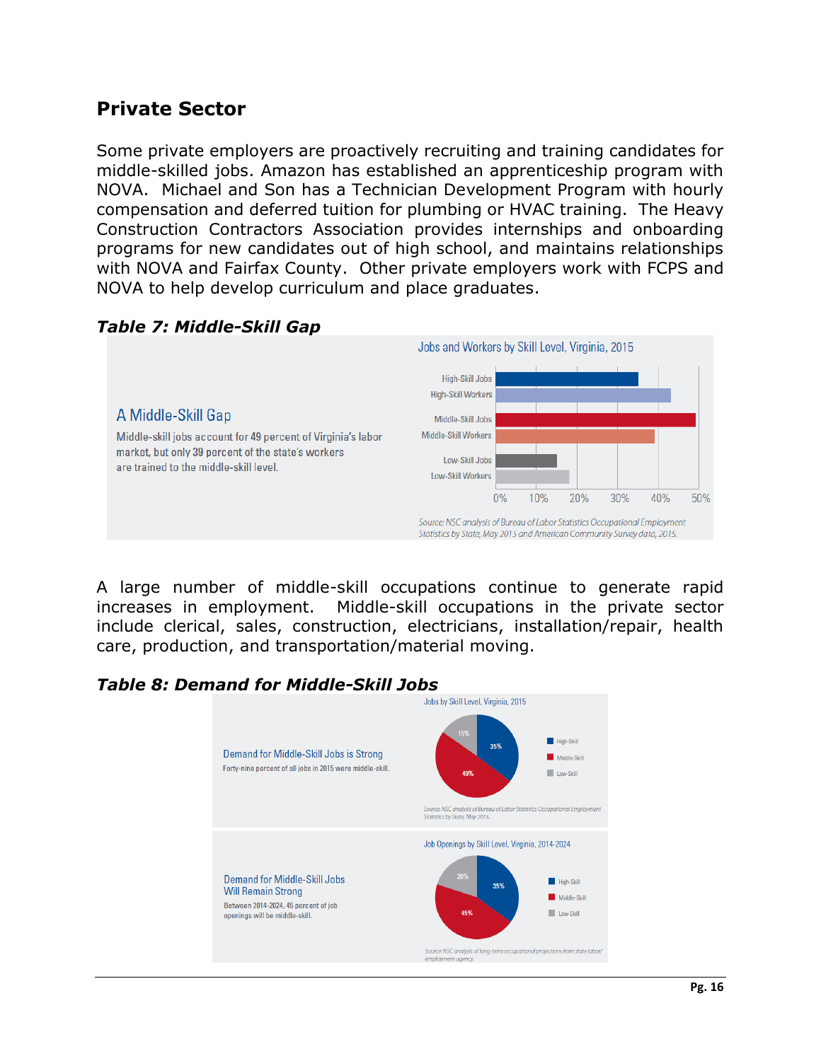## Private Sector

Some private employers are proactively recruiting and training candidates for middle-skilled jobs. Amazon has established an apprenticeship program with NOVA. Michael and Son has a Technician Development Program with hourly compensation and deferred tuition for plumbing or HVAC training. The Heavy Construction Contractors Association provides internships and onboarding programs for new candidates out of high school, and maintains relationships with NOVA and Fairfax County. Other private employers work with FCPS and NOVA to help develop curriculum and place graduates.

### *Table 7: Middle-Skill Gap*

**A Middle-Skill Gap**

Middle-skill jobs account for 49 percent of Virginia's labor market, but only 39 percent of the state's workers are trained to the middle-skill level.

Jobs and Workers by Skill Level, Virginia, 2015

| Category | Share |
|---|---|
| High-Skill Jobs | 35% |
| High-Skill Workers | 43% |
| Middle-Skill Jobs | 49% |
| Middle-Skill Workers | 39% |
| Low-Skill Jobs | 15% |
| Low-Skill Workers | 18% |

*Source: NSC analysis of Bureau of Labor Statistics Occupational Employment Statistics by State, May 2015 and American Community Survey data, 2015.*

A large number of middle-skill occupations continue to generate rapid increases in employment. Middle-skill occupations in the private sector include clerical, sales, construction, electricians, installation/repair, health care, production, and transportation/material moving.

### *Table 8: Demand for Middle-Skill Jobs*

**Demand for Middle-Skill Jobs is Strong**

Forty-nine percent of all jobs in 2015 were middle-skill.

Jobs by Skill Level, Virginia, 2015

| Skill Level | Share |
|---|---|
| High-Skill | 35% |
| Middle-Skill | 49% |
| Low-Skill | 15% |

*Source: NSC analysis of Bureau of Labor Statistics Occupational Employment Statistics by State, May 2015.*

**Demand for Middle-Skill Jobs Will Remain Strong**

Between 2014-2024, 45 percent of job openings will be middle-skill.

Job Openings by Skill Level, Virginia, 2014-2024

| Skill Level | Share |
|---|---|
| High-Skill | 35% |
| Middle-Skill | 45% |
| Low-Skill | 20% |

*Source: NSC analysis of long-term occupational projections from state labor/employment agency.*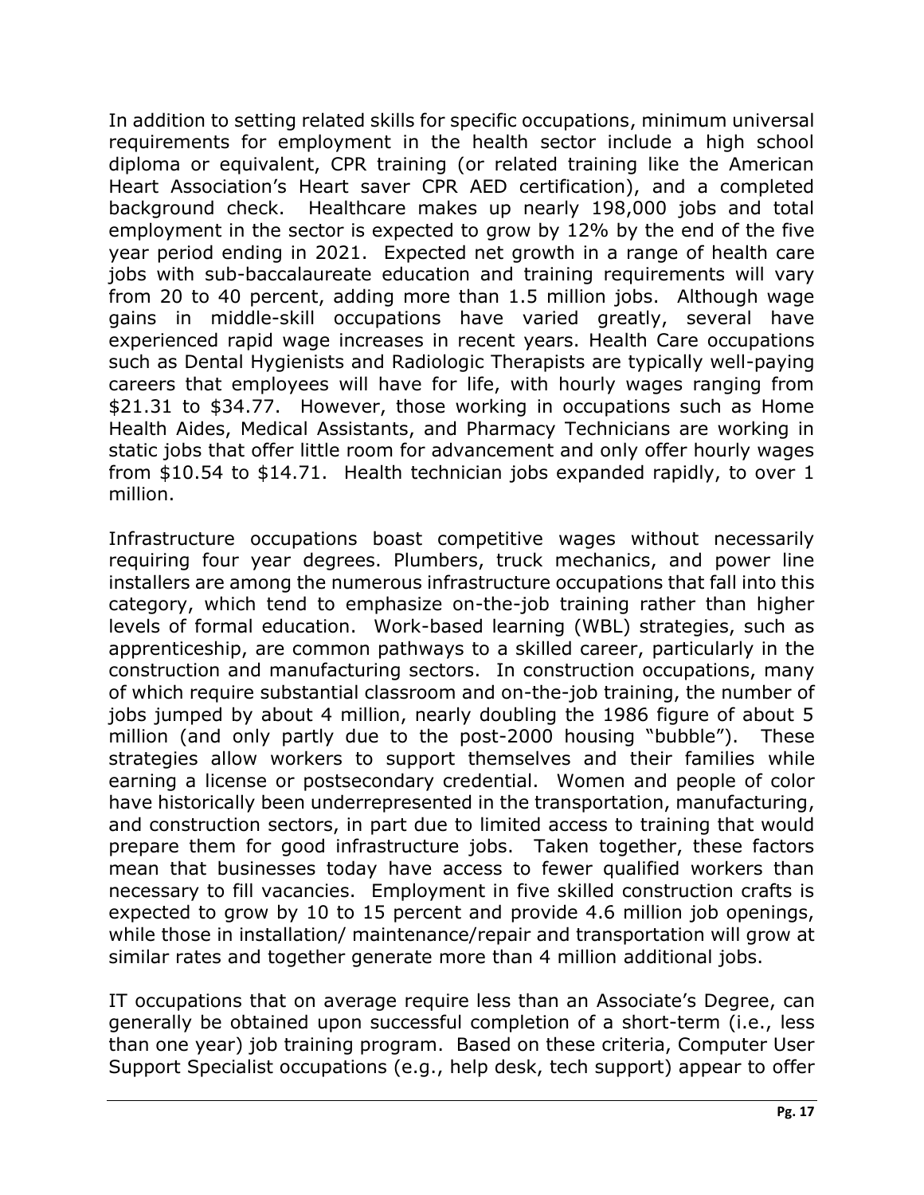In addition to setting related skills for specific occupations, minimum universal requirements for employment in the health sector include a high school diploma or equivalent, CPR training (or related training like the American Heart Association's Heart saver CPR AED certification), and a completed background check. Healthcare makes up nearly 198,000 jobs and total employment in the sector is expected to grow by 12% by the end of the five year period ending in 2021. Expected net growth in a range of health care jobs with sub-baccalaureate education and training requirements will vary from 20 to 40 percent, adding more than 1.5 million jobs. Although wage gains in middle-skill occupations have varied greatly, several have experienced rapid wage increases in recent years. Health Care occupations such as Dental Hygienists and Radiologic Therapists are typically well-paying careers that employees will have for life, with hourly wages ranging from $21.31 to $34.77. However, those working in occupations such as Home Health Aides, Medical Assistants, and Pharmacy Technicians are working in static jobs that offer little room for advancement and only offer hourly wages from $10.54 to $14.71. Health technician jobs expanded rapidly, to over 1 million.

Infrastructure occupations boast competitive wages without necessarily requiring four year degrees. Plumbers, truck mechanics, and power line installers are among the numerous infrastructure occupations that fall into this category, which tend to emphasize on-the-job training rather than higher levels of formal education. Work-based learning (WBL) strategies, such as apprenticeship, are common pathways to a skilled career, particularly in the construction and manufacturing sectors. In construction occupations, many of which require substantial classroom and on-the-job training, the number of jobs jumped by about 4 million, nearly doubling the 1986 figure of about 5 million (and only partly due to the post-2000 housing "bubble"). These strategies allow workers to support themselves and their families while earning a license or postsecondary credential. Women and people of color have historically been underrepresented in the transportation, manufacturing, and construction sectors, in part due to limited access to training that would prepare them for good infrastructure jobs. Taken together, these factors mean that businesses today have access to fewer qualified workers than necessary to fill vacancies. Employment in five skilled construction crafts is expected to grow by 10 to 15 percent and provide 4.6 million job openings, while those in installation/ maintenance/repair and transportation will grow at similar rates and together generate more than 4 million additional jobs.

IT occupations that on average require less than an Associate's Degree, can generally be obtained upon successful completion of a short-term (i.e., less than one year) job training program. Based on these criteria, Computer User Support Specialist occupations (e.g., help desk, tech support) appear to offer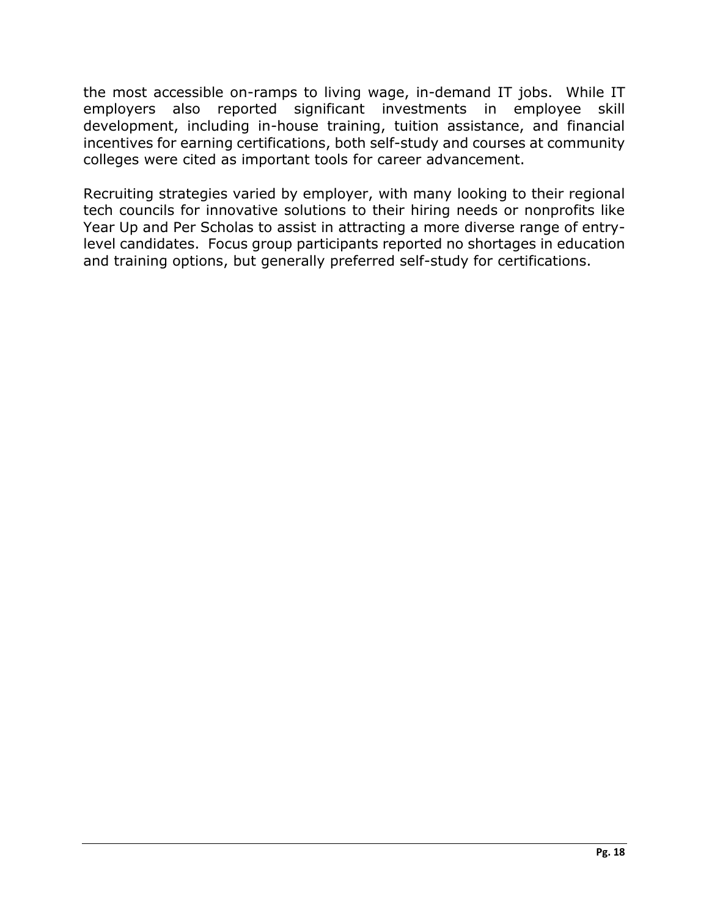the most accessible on-ramps to living wage, in-demand IT jobs. While IT employers also reported significant investments in employee skill development, including in-house training, tuition assistance, and financial incentives for earning certifications, both self-study and courses at community colleges were cited as important tools for career advancement.

Recruiting strategies varied by employer, with many looking to their regional tech councils for innovative solutions to their hiring needs or nonprofits like Year Up and Per Scholas to assist in attracting a more diverse range of entry-level candidates. Focus group participants reported no shortages in education and training options, but generally preferred self-study for certifications.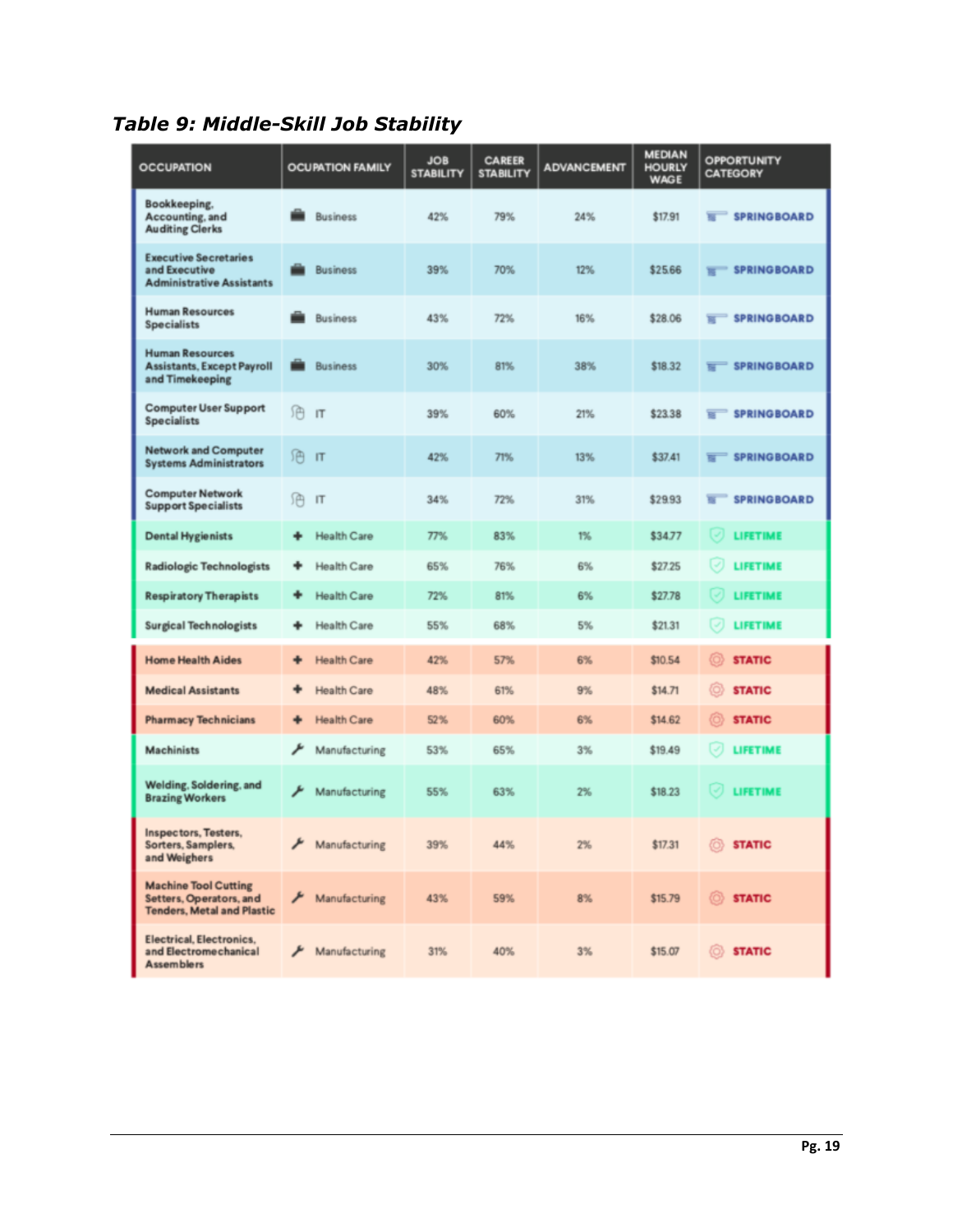***Table 9: Middle-Skill Job Stability***

| OCCUPATION | OCUPATION FAMILY | JOB STABILITY | CAREER STABILITY | ADVANCEMENT | MEDIAN HOURLY WAGE | OPPORTUNITY CATEGORY |
|---|---|---|---|---|---|---|
| Bookkeeping, Accounting, and Auditing Clerks | Business | 42% | 79% | 24% | $17.91 | SPRINGBOARD |
| Executive Secretaries and Executive Administrative Assistants | Business | 39% | 70% | 12% | $25.66 | SPRINGBOARD |
| Human Resources Specialists | Business | 43% | 72% | 16% | $28.06 | SPRINGBOARD |
| Human Resources Assistants, Except Payroll and Timekeeping | Business | 30% | 81% | 38% | $18.32 | SPRINGBOARD |
| Computer User Support Specialists | IT | 39% | 60% | 21% | $23.38 | SPRINGBOARD |
| Network and Computer Systems Administrators | IT | 42% | 71% | 13% | $37.41 | SPRINGBOARD |
| Computer Network Support Specialists | IT | 34% | 72% | 31% | $29.93 | SPRINGBOARD |
| Dental Hygienists | Health Care | 77% | 83% | 1% | $34.77 | LIFETIME |
| Radiologic Technologists | Health Care | 65% | 76% | 6% | $27.25 | LIFETIME |
| Respiratory Therapists | Health Care | 72% | 81% | 6% | $27.78 | LIFETIME |
| Surgical Technologists | Health Care | 55% | 68% | 5% | $21.31 | LIFETIME |
| Home Health Aides | Health Care | 42% | 57% | 6% | $10.54 | STATIC |
| Medical Assistants | Health Care | 48% | 61% | 9% | $14.71 | STATIC |
| Pharmacy Technicians | Health Care | 52% | 60% | 6% | $14.62 | STATIC |
| Machinists | Manufacturing | 53% | 65% | 3% | $19.49 | LIFETIME |
| Welding, Soldering, and Brazing Workers | Manufacturing | 55% | 63% | 2% | $18.23 | LIFETIME |
| Inspectors, Testers, Sorters, Samplers, and Weighers | Manufacturing | 39% | 44% | 2% | $17.31 | STATIC |
| Machine Tool Cutting Setters, Operators, and Tenders, Metal and Plastic | Manufacturing | 43% | 59% | 8% | $15.79 | STATIC |
| Electrical, Electronics, and Electromechanical Assemblers | Manufacturing | 31% | 40% | 3% | $15.07 | STATIC |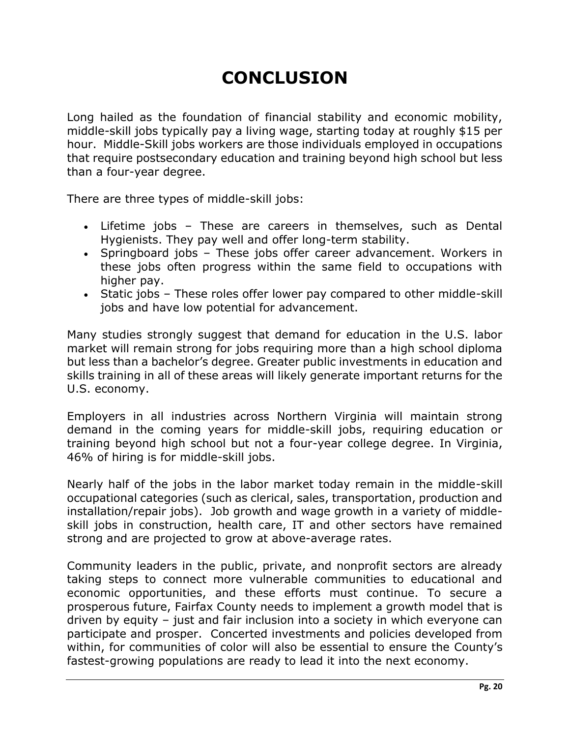# CONCLUSION

Long hailed as the foundation of financial stability and economic mobility, middle-skill jobs typically pay a living wage, starting today at roughly $15 per hour. Middle-Skill jobs workers are those individuals employed in occupations that require postsecondary education and training beyond high school but less than a four-year degree.

There are three types of middle-skill jobs:

- Lifetime jobs – These are careers in themselves, such as Dental Hygienists. They pay well and offer long-term stability.
- Springboard jobs – These jobs offer career advancement. Workers in these jobs often progress within the same field to occupations with higher pay.
- Static jobs – These roles offer lower pay compared to other middle-skill jobs and have low potential for advancement.

Many studies strongly suggest that demand for education in the U.S. labor market will remain strong for jobs requiring more than a high school diploma but less than a bachelor's degree. Greater public investments in education and skills training in all of these areas will likely generate important returns for the U.S. economy.

Employers in all industries across Northern Virginia will maintain strong demand in the coming years for middle-skill jobs, requiring education or training beyond high school but not a four-year college degree. In Virginia, 46% of hiring is for middle-skill jobs.

Nearly half of the jobs in the labor market today remain in the middle-skill occupational categories (such as clerical, sales, transportation, production and installation/repair jobs). Job growth and wage growth in a variety of middle-skill jobs in construction, health care, IT and other sectors have remained strong and are projected to grow at above-average rates.

Community leaders in the public, private, and nonprofit sectors are already taking steps to connect more vulnerable communities to educational and economic opportunities, and these efforts must continue. To secure a prosperous future, Fairfax County needs to implement a growth model that is driven by equity – just and fair inclusion into a society in which everyone can participate and prosper. Concerted investments and policies developed from within, for communities of color will also be essential to ensure the County's fastest-growing populations are ready to lead it into the next economy.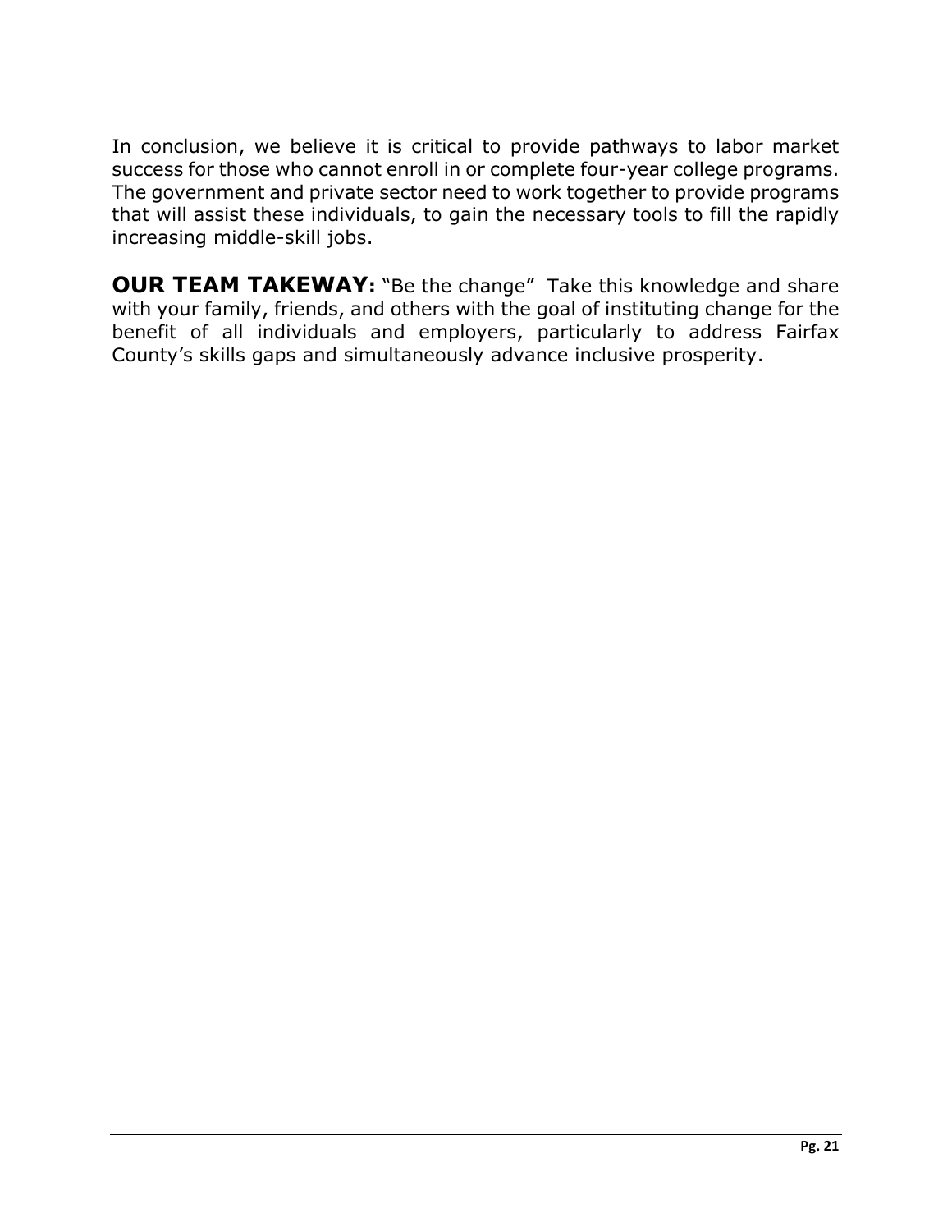In conclusion, we believe it is critical to provide pathways to labor market success for those who cannot enroll in or complete four-year college programs. The government and private sector need to work together to provide programs that will assist these individuals, to gain the necessary tools to fill the rapidly increasing middle-skill jobs.

**OUR TEAM TAKEWAY:** "Be the change" Take this knowledge and share with your family, friends, and others with the goal of instituting change for the benefit of all individuals and employers, particularly to address Fairfax County's skills gaps and simultaneously advance inclusive prosperity.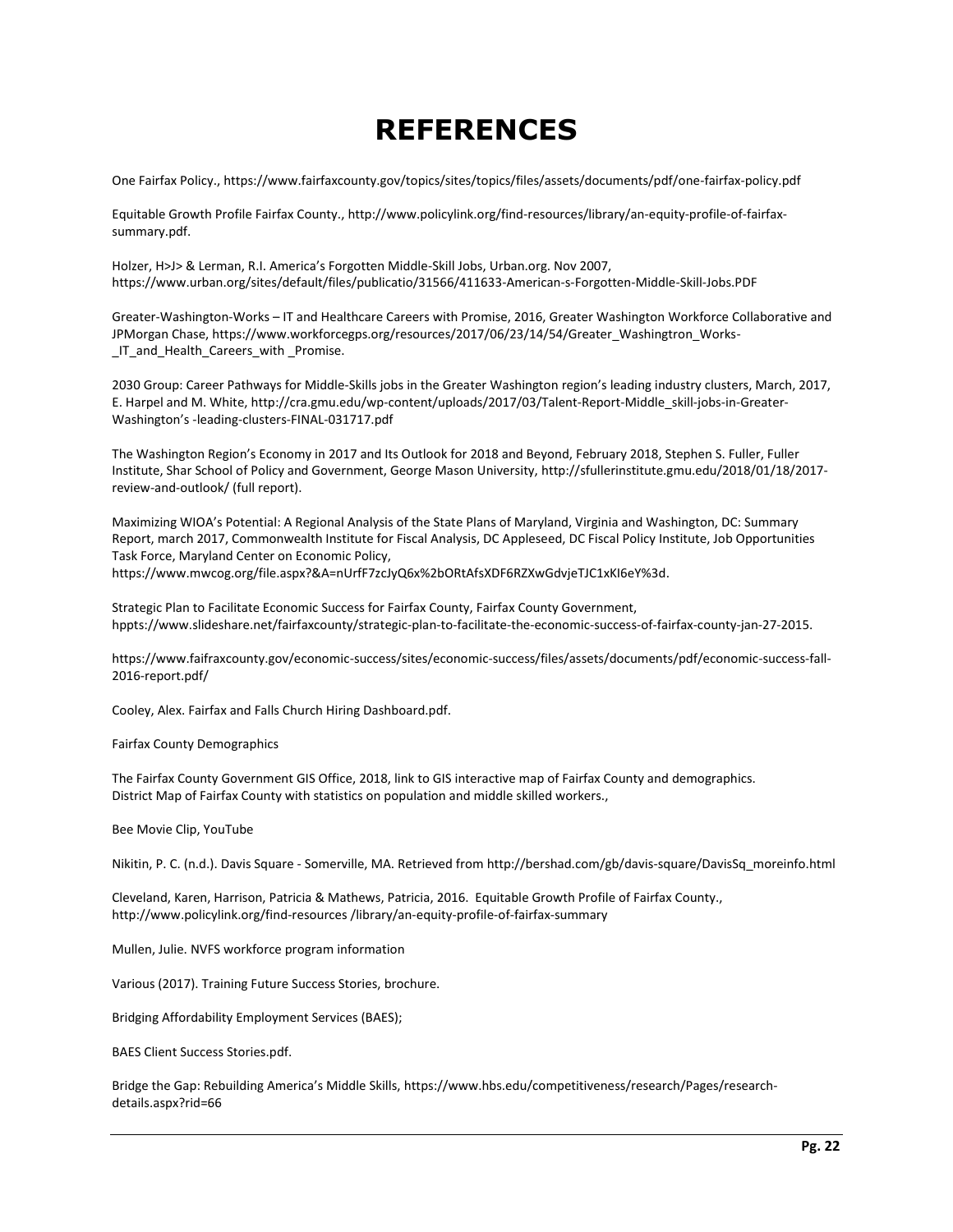# REFERENCES

One Fairfax Policy., https://www.fairfaxcounty.gov/topics/sites/topics/files/assets/documents/pdf/one-fairfax-policy.pdf

Equitable Growth Profile Fairfax County., http://www.policylink.org/find-resources/library/an-equity-profile-of-fairfax-summary.pdf.

Holzer, H>J> & Lerman, R.I. America's Forgotten Middle-Skill Jobs, Urban.org. Nov 2007, https://www.urban.org/sites/default/files/publicatio/31566/411633-American-s-Forgotten-Middle-Skill-Jobs.PDF

Greater-Washington-Works – IT and Healthcare Careers with Promise, 2016, Greater Washington Workforce Collaborative and JPMorgan Chase, https://www.workforcegps.org/resources/2017/06/23/14/54/Greater_Washingtron_Works-_IT_and_Health_Careers_with _Promise.

2030 Group: Career Pathways for Middle-Skills jobs in the Greater Washington region's leading industry clusters, March, 2017, E. Harpel and M. White, http://cra.gmu.edu/wp-content/uploads/2017/03/Talent-Report-Middle_skill-jobs-in-Greater-Washington's -leading-clusters-FINAL-031717.pdf

The Washington Region's Economy in 2017 and Its Outlook for 2018 and Beyond, February 2018, Stephen S. Fuller, Fuller Institute, Shar School of Policy and Government, George Mason University, http://sfullerinstitute.gmu.edu/2018/01/18/2017-review-and-outlook/ (full report).

Maximizing WIOA's Potential: A Regional Analysis of the State Plans of Maryland, Virginia and Washington, DC: Summary Report, march 2017, Commonwealth Institute for Fiscal Analysis, DC Appleseed, DC Fiscal Policy Institute, Job Opportunities Task Force, Maryland Center on Economic Policy, https://www.mwcog.org/file.aspx?&A=nUrfF7zcJyQ6x%2bORtAfsXDF6RZXwGdvjeTJC1xKI6eY%3d.

Strategic Plan to Facilitate Economic Success for Fairfax County, Fairfax County Government, hppts://www.slideshare.net/fairfaxcounty/strategic-plan-to-facilitate-the-economic-success-of-fairfax-county-jan-27-2015.

https://www.faifraxcounty.gov/economic-success/sites/economic-success/files/assets/documents/pdf/economic-success-fall-2016-report.pdf/

Cooley, Alex. Fairfax and Falls Church Hiring Dashboard.pdf.

Fairfax County Demographics

The Fairfax County Government GIS Office, 2018, link to GIS interactive map of Fairfax County and demographics. District Map of Fairfax County with statistics on population and middle skilled workers.,

Bee Movie Clip, YouTube

Nikitin, P. C. (n.d.). Davis Square - Somerville, MA. Retrieved from http://bershad.com/gb/davis-square/DavisSq_moreinfo.html

Cleveland, Karen, Harrison, Patricia & Mathews, Patricia, 2016. Equitable Growth Profile of Fairfax County., http://www.policylink.org/find-resources /library/an-equity-profile-of-fairfax-summary

Mullen, Julie. NVFS workforce program information

Various (2017). Training Future Success Stories, brochure.

Bridging Affordability Employment Services (BAES);

BAES Client Success Stories.pdf.

Bridge the Gap: Rebuilding America's Middle Skills, https://www.hbs.edu/competitiveness/research/Pages/research-details.aspx?rid=66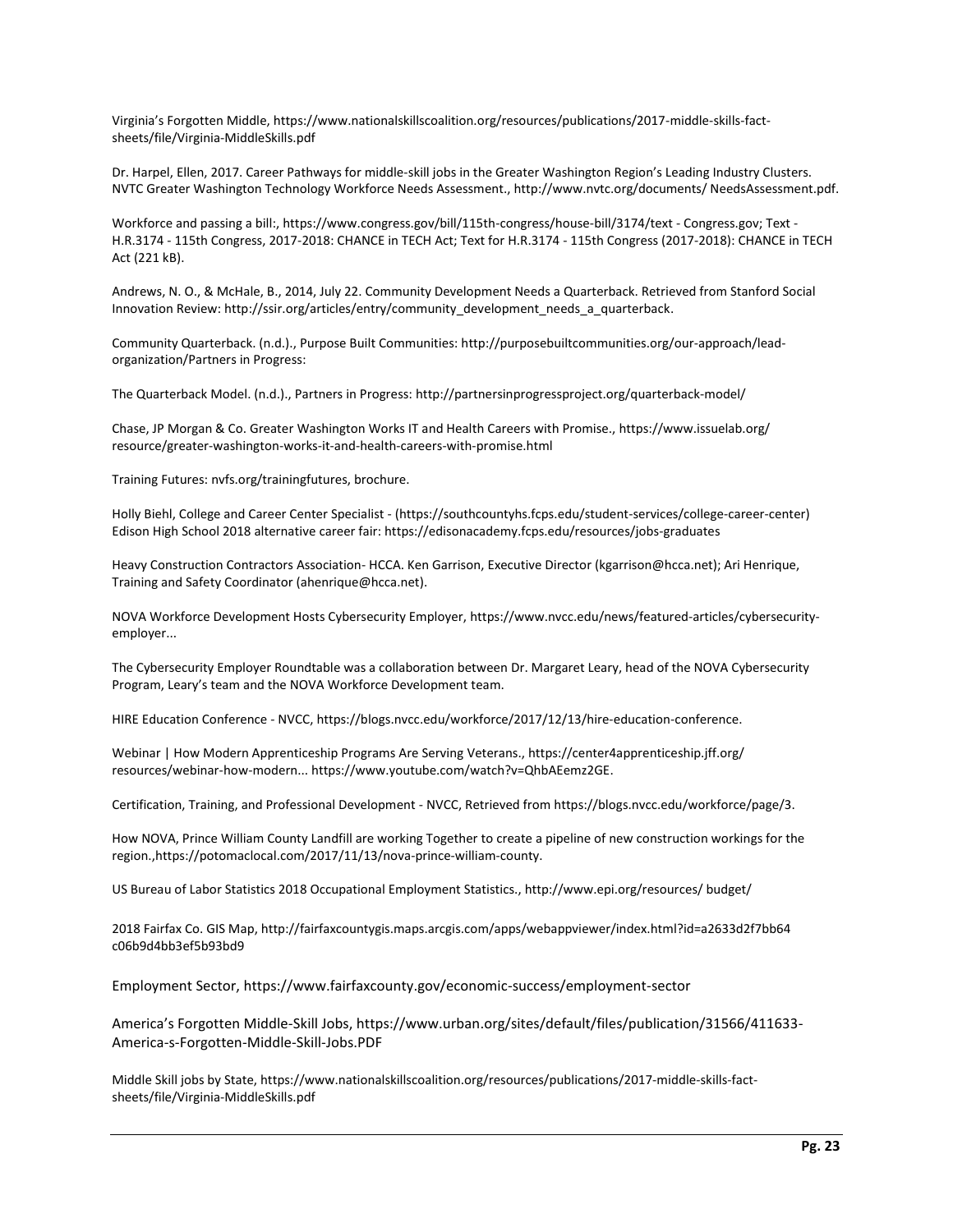Virginia's Forgotten Middle, https://www.nationalskillscoalition.org/resources/publications/2017-middle-skills-fact-sheets/file/Virginia-MiddleSkills.pdf

Dr. Harpel, Ellen, 2017. Career Pathways for middle-skill jobs in the Greater Washington Region's Leading Industry Clusters. NVTC Greater Washington Technology Workforce Needs Assessment., http://www.nvtc.org/documents/ NeedsAssessment.pdf.

Workforce and passing a bill:, https://www.congress.gov/bill/115th-congress/house-bill/3174/text - Congress.gov; Text - H.R.3174 - 115th Congress, 2017-2018: CHANCE in TECH Act; Text for H.R.3174 - 115th Congress (2017-2018): CHANCE in TECH Act (221 kB).

Andrews, N. O., & McHale, B., 2014, July 22. Community Development Needs a Quarterback. Retrieved from Stanford Social Innovation Review: http://ssir.org/articles/entry/community_development_needs_a_quarterback.

Community Quarterback. (n.d.)., Purpose Built Communities: http://purposebuiltcommunities.org/our-approach/lead-organization/Partners in Progress:

The Quarterback Model. (n.d.)., Partners in Progress: http://partnersinprogressproject.org/quarterback-model/

Chase, JP Morgan & Co. Greater Washington Works IT and Health Careers with Promise., https://www.issuelab.org/ resource/greater-washington-works-it-and-health-careers-with-promise.html

Training Futures: nvfs.org/trainingfutures, brochure.

Holly Biehl, College and Career Center Specialist - (https://southcountyhs.fcps.edu/student-services/college-career-center) Edison High School 2018 alternative career fair: https://edisonacademy.fcps.edu/resources/jobs-graduates

Heavy Construction Contractors Association- HCCA. Ken Garrison, Executive Director (kgarrison@hcca.net); Ari Henrique, Training and Safety Coordinator (ahenrique@hcca.net).

NOVA Workforce Development Hosts Cybersecurity Employer, https://www.nvcc.edu/news/featured-articles/cybersecurity-employer...

The Cybersecurity Employer Roundtable was a collaboration between Dr. Margaret Leary, head of the NOVA Cybersecurity Program, Leary's team and the NOVA Workforce Development team.

HIRE Education Conference - NVCC, https://blogs.nvcc.edu/workforce/2017/12/13/hire-education-conference.

Webinar | How Modern Apprenticeship Programs Are Serving Veterans., https://center4apprenticeship.jff.org/ resources/webinar-how-modern... https://www.youtube.com/watch?v=QhbAEemz2GE.

Certification, Training, and Professional Development - NVCC, Retrieved from https://blogs.nvcc.edu/workforce/page/3.

How NOVA, Prince William County Landfill are working Together to create a pipeline of new construction workings for the region.,https://potomaclocal.com/2017/11/13/nova-prince-william-county.

US Bureau of Labor Statistics 2018 Occupational Employment Statistics., http://www.epi.org/resources/ budget/

2018 Fairfax Co. GIS Map, http://fairfaxcountygis.maps.arcgis.com/apps/webappviewer/index.html?id=a2633d2f7bb64 c06b9d4bb3ef5b93bd9

Employment Sector, https://www.fairfaxcounty.gov/economic-success/employment-sector

America's Forgotten Middle-Skill Jobs, https://www.urban.org/sites/default/files/publication/31566/411633-America-s-Forgotten-Middle-Skill-Jobs.PDF

Middle Skill jobs by State, https://www.nationalskillscoalition.org/resources/publications/2017-middle-skills-fact-sheets/file/Virginia-MiddleSkills.pdf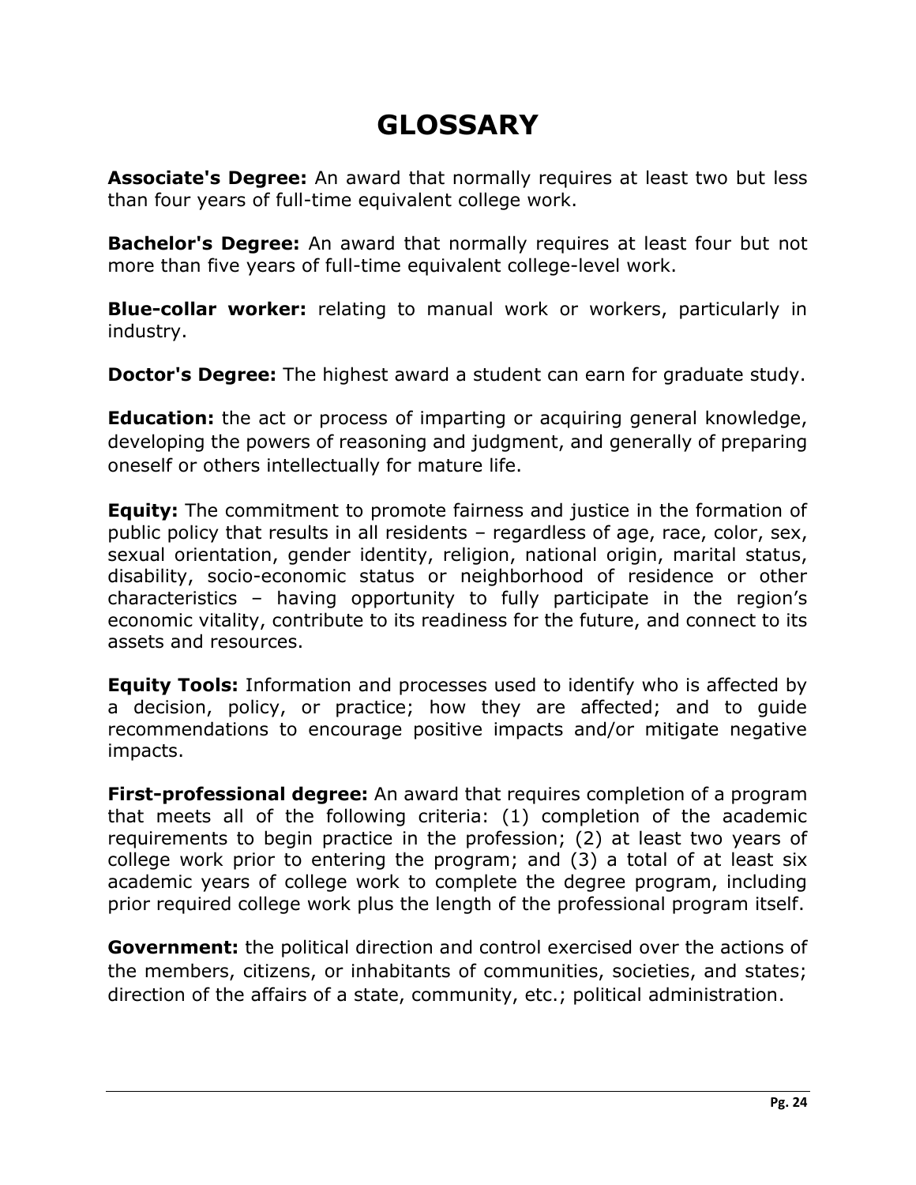# GLOSSARY

**Associate's Degree:** An award that normally requires at least two but less than four years of full-time equivalent college work.

**Bachelor's Degree:** An award that normally requires at least four but not more than five years of full-time equivalent college-level work.

**Blue-collar worker:** relating to manual work or workers, particularly in industry.

**Doctor's Degree:** The highest award a student can earn for graduate study.

**Education:** the act or process of imparting or acquiring general knowledge, developing the powers of reasoning and judgment, and generally of preparing oneself or others intellectually for mature life.

**Equity:** The commitment to promote fairness and justice in the formation of public policy that results in all residents – regardless of age, race, color, sex, sexual orientation, gender identity, religion, national origin, marital status, disability, socio-economic status or neighborhood of residence or other characteristics – having opportunity to fully participate in the region's economic vitality, contribute to its readiness for the future, and connect to its assets and resources.

**Equity Tools:** Information and processes used to identify who is affected by a decision, policy, or practice; how they are affected; and to guide recommendations to encourage positive impacts and/or mitigate negative impacts.

**First-professional degree:** An award that requires completion of a program that meets all of the following criteria: (1) completion of the academic requirements to begin practice in the profession; (2) at least two years of college work prior to entering the program; and (3) a total of at least six academic years of college work to complete the degree program, including prior required college work plus the length of the professional program itself.

**Government:** the political direction and control exercised over the actions of the members, citizens, or inhabitants of communities, societies, and states; direction of the affairs of a state, community, etc.; political administration.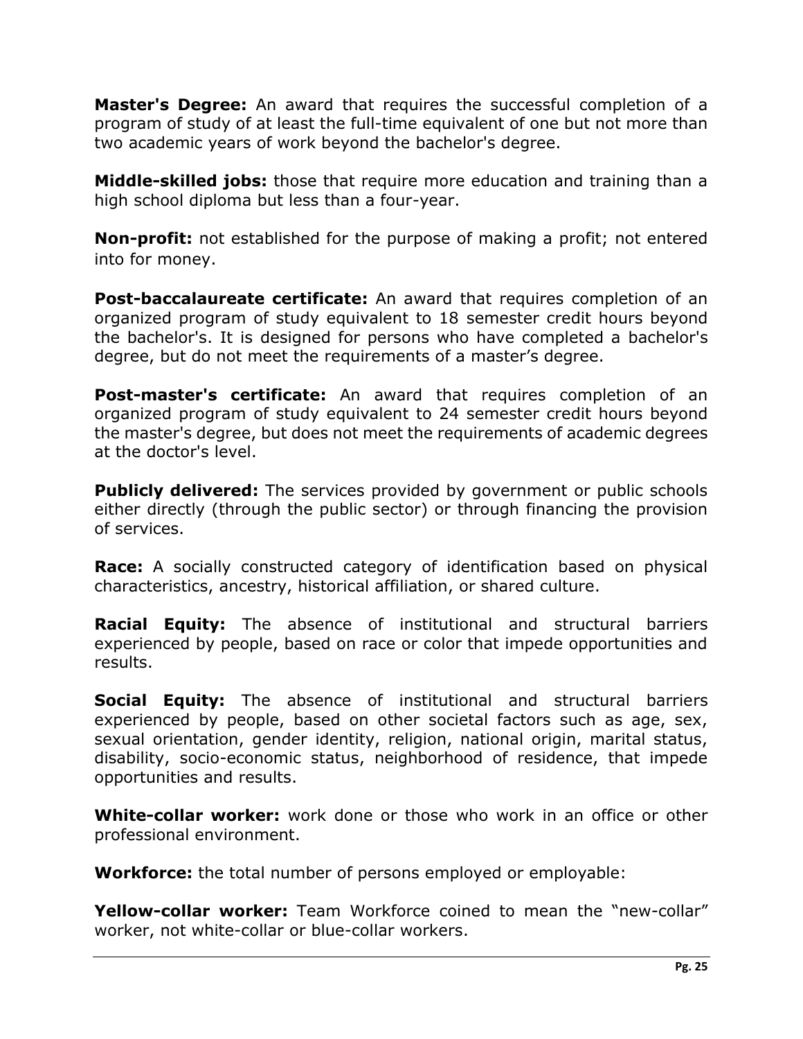**Master's Degree:** An award that requires the successful completion of a program of study of at least the full-time equivalent of one but not more than two academic years of work beyond the bachelor's degree.

**Middle-skilled jobs:** those that require more education and training than a high school diploma but less than a four-year.

**Non-profit:** not established for the purpose of making a profit; not entered into for money.

**Post-baccalaureate certificate:** An award that requires completion of an organized program of study equivalent to 18 semester credit hours beyond the bachelor's. It is designed for persons who have completed a bachelor's degree, but do not meet the requirements of a master's degree.

**Post-master's certificate:** An award that requires completion of an organized program of study equivalent to 24 semester credit hours beyond the master's degree, but does not meet the requirements of academic degrees at the doctor's level.

**Publicly delivered:** The services provided by government or public schools either directly (through the public sector) or through financing the provision of services.

**Race:** A socially constructed category of identification based on physical characteristics, ancestry, historical affiliation, or shared culture.

**Racial Equity:** The absence of institutional and structural barriers experienced by people, based on race or color that impede opportunities and results.

**Social Equity:** The absence of institutional and structural barriers experienced by people, based on other societal factors such as age, sex, sexual orientation, gender identity, religion, national origin, marital status, disability, socio-economic status, neighborhood of residence, that impede opportunities and results.

**White-collar worker:** work done or those who work in an office or other professional environment.

**Workforce:** the total number of persons employed or employable:

**Yellow-collar worker:** Team Workforce coined to mean the "new-collar" worker, not white-collar or blue-collar workers.